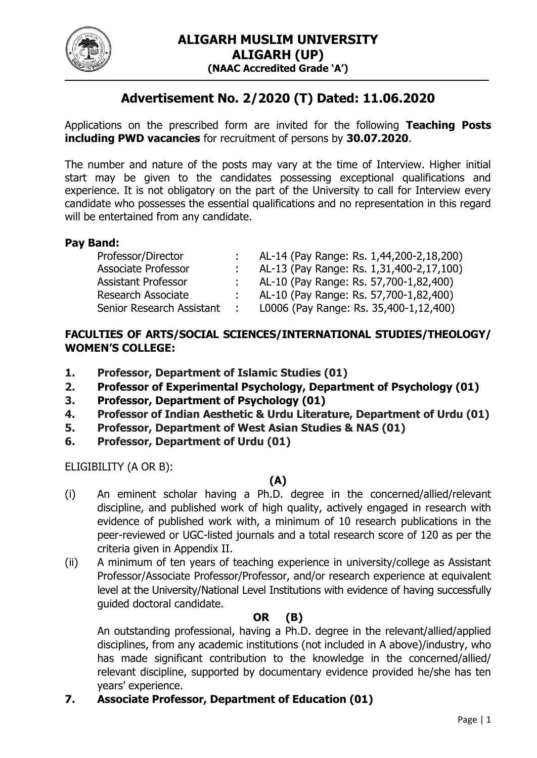# ALIGARH MUSLIM UNIVERSITY
## ALIGARH (UP)
**(NAAC Accredited Grade 'A')**

## Advertisement No. 2/2020 (T) Dated: 11.06.2020

Applications on the prescribed form are invited for the following **Teaching Posts including PWD vacancies** for recruitment of persons by **30.07.2020**.

The number and nature of the posts may vary at the time of Interview. Higher initial start may be given to the candidates possessing exceptional qualifications and experience. It is not obligatory on the part of the University to call for Interview every candidate who possesses the essential qualifications and no representation in this regard will be entertained from any candidate.

**Pay Band:**

| | | |
|---|---|---|
| Professor/Director | : | AL-14 (Pay Range: Rs. 1,44,200-2,18,200) |
| Associate Professor | : | AL-13 (Pay Range: Rs. 1,31,400-2,17,100) |
| Assistant Professor | : | AL-10 (Pay Range: Rs. 57,700-1,82,400) |
| Research Associate | : | AL-10 (Pay Range: Rs. 57,700-1,82,400) |
| Senior Research Assistant | : | L0006 (Pay Range: Rs. 35,400-1,12,400) |

**FACULTIES OF ARTS/SOCIAL SCIENCES/INTERNATIONAL STUDIES/THEOLOGY/ WOMEN'S COLLEGE:**

1. **Professor, Department of Islamic Studies (01)**
2. **Professor of Experimental Psychology, Department of Psychology (01)**
3. **Professor, Department of Psychology (01)**
4. **Professor of Indian Aesthetic & Urdu Literature, Department of Urdu (01)**
5. **Professor, Department of West Asian Studies & NAS (01)**
6. **Professor, Department of Urdu (01)**

ELIGIBILITY (A OR B):

**(A)**

(i) An eminent scholar having a Ph.D. degree in the concerned/allied/relevant discipline, and published work of high quality, actively engaged in research with evidence of published work with, a minimum of 10 research publications in the peer-reviewed or UGC-listed journals and a total research score of 120 as per the criteria given in Appendix II.

(ii) A minimum of ten years of teaching experience in university/college as Assistant Professor/Associate Professor/Professor, and/or research experience at equivalent level at the University/National Level Institutions with evidence of having successfully guided doctoral candidate.

**OR (B)**

An outstanding professional, having a Ph.D. degree in the relevant/allied/applied disciplines, from any academic institutions (not included in A above)/industry, who has made significant contribution to the knowledge in the concerned/allied/ relevant discipline, supported by documentary evidence provided he/she has ten years' experience.

7. **Associate Professor, Department of Education (01)**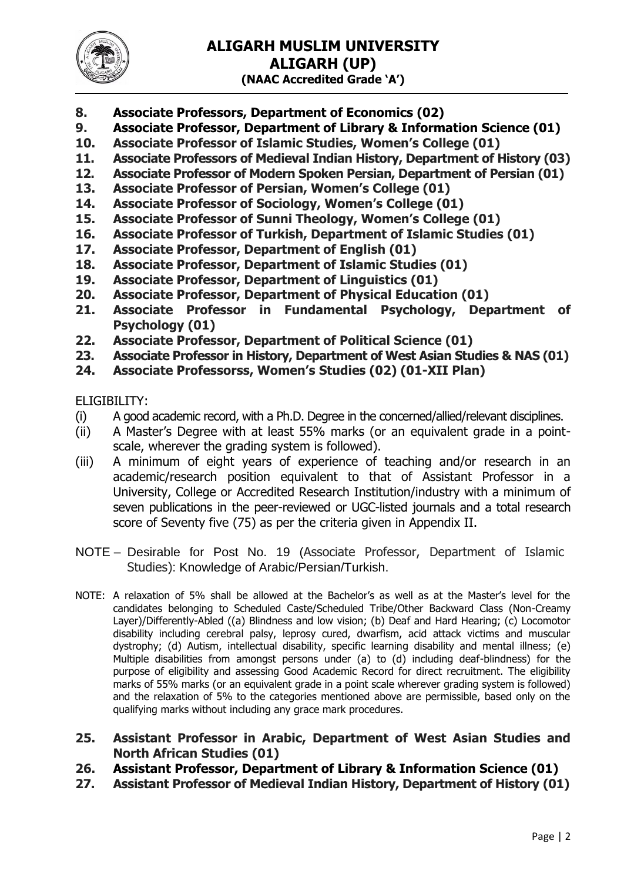**8. Associate Professors, Department of Economics (02)**
**9. Associate Professor, Department of Library & Information Science (01)**
**10. Associate Professor of Islamic Studies, Women's College (01)**
**11. Associate Professors of Medieval Indian History, Department of History (03)**
**12. Associate Professor of Modern Spoken Persian, Department of Persian (01)**
**13. Associate Professor of Persian, Women's College (01)**
**14. Associate Professor of Sociology, Women's College (01)**
**15. Associate Professor of Sunni Theology, Women's College (01)**
**16. Associate Professor of Turkish, Department of Islamic Studies (01)**
**17. Associate Professor, Department of English (01)**
**18. Associate Professor, Department of Islamic Studies (01)**
**19. Associate Professor, Department of Linguistics (01)**
**20. Associate Professor, Department of Physical Education (01)**
**21. Associate Professor in Fundamental Psychology, Department of Psychology (01)**
**22. Associate Professor, Department of Political Science (01)**
**23. Associate Professor in History, Department of West Asian Studies & NAS (01)**
**24. Associate Professorss, Women's Studies (02) (01-XII Plan)**

ELIGIBILITY:

(i) A good academic record, with a Ph.D. Degree in the concerned/allied/relevant disciplines.

(ii) A Master's Degree with at least 55% marks (or an equivalent grade in a point-scale, wherever the grading system is followed).

(iii) A minimum of eight years of experience of teaching and/or research in an academic/research position equivalent to that of Assistant Professor in a University, College or Accredited Research Institution/industry with a minimum of seven publications in the peer-reviewed or UGC-listed journals and a total research score of Seventy five (75) as per the criteria given in Appendix II.

NOTE – Desirable for Post No. 19 (Associate Professor, Department of Islamic Studies): Knowledge of Arabic/Persian/Turkish.

NOTE: A relaxation of 5% shall be allowed at the Bachelor's as well as at the Master's level for the candidates belonging to Scheduled Caste/Scheduled Tribe/Other Backward Class (Non-Creamy Layer)/Differently-Abled ((a) Blindness and low vision; (b) Deaf and Hard Hearing; (c) Locomotor disability including cerebral palsy, leprosy cured, dwarfism, acid attack victims and muscular dystrophy; (d) Autism, intellectual disability, specific learning disability and mental illness; (e) Multiple disabilities from amongst persons under (a) to (d) including deaf-blindness) for the purpose of eligibility and assessing Good Academic Record for direct recruitment. The eligibility marks of 55% marks (or an equivalent grade in a point scale wherever grading system is followed) and the relaxation of 5% to the categories mentioned above are permissible, based only on the qualifying marks without including any grace mark procedures.

**25. Assistant Professor in Arabic, Department of West Asian Studies and North African Studies (01)**
**26. Assistant Professor, Department of Library & Information Science (01)**
**27. Assistant Professor of Medieval Indian History, Department of History (01)**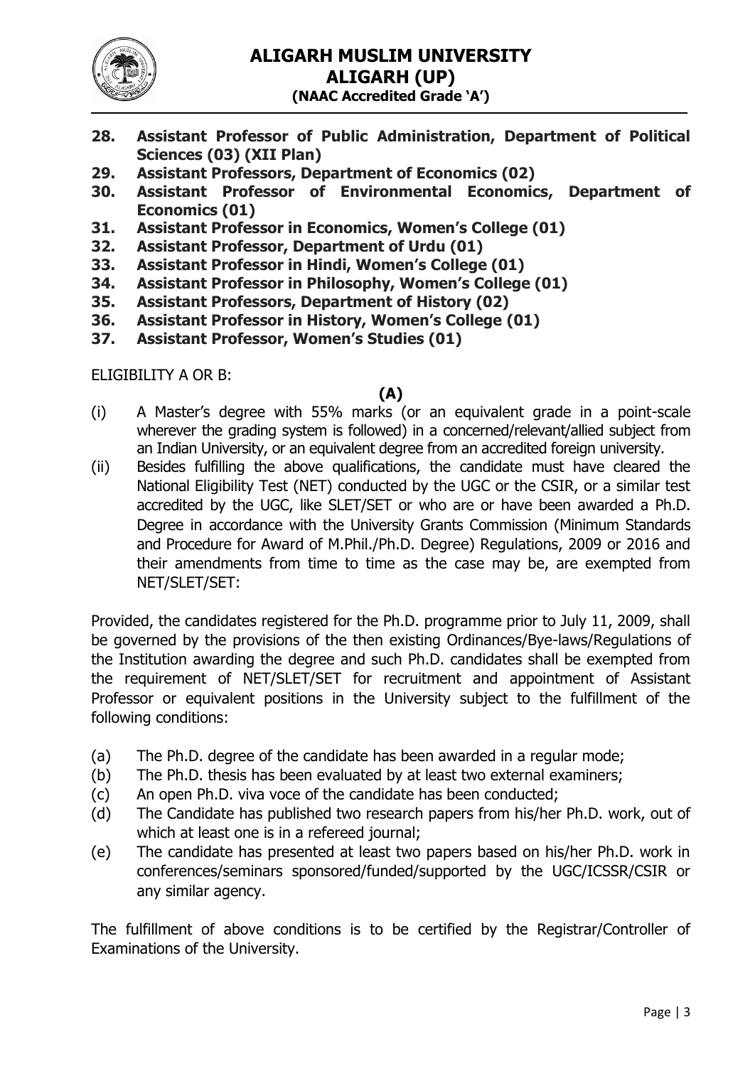**28. Assistant Professor of Public Administration, Department of Political Sciences (03) (XII Plan)**

**29. Assistant Professors, Department of Economics (02)**

**30. Assistant Professor of Environmental Economics, Department of Economics (01)**

**31. Assistant Professor in Economics, Women's College (01)**

**32. Assistant Professor, Department of Urdu (01)**

**33. Assistant Professor in Hindi, Women's College (01)**

**34. Assistant Professor in Philosophy, Women's College (01)**

**35. Assistant Professors, Department of History (02)**

**36. Assistant Professor in History, Women's College (01)**

**37. Assistant Professor, Women's Studies (01)**

ELIGIBILITY A OR B:

**(A)**

(i) A Master's degree with 55% marks (or an equivalent grade in a point-scale wherever the grading system is followed) in a concerned/relevant/allied subject from an Indian University, or an equivalent degree from an accredited foreign university.

(ii) Besides fulfilling the above qualifications, the candidate must have cleared the National Eligibility Test (NET) conducted by the UGC or the CSIR, or a similar test accredited by the UGC, like SLET/SET or who are or have been awarded a Ph.D. Degree in accordance with the University Grants Commission (Minimum Standards and Procedure for Award of M.Phil./Ph.D. Degree) Regulations, 2009 or 2016 and their amendments from time to time as the case may be, are exempted from NET/SLET/SET:

Provided, the candidates registered for the Ph.D. programme prior to July 11, 2009, shall be governed by the provisions of the then existing Ordinances/Bye-laws/Regulations of the Institution awarding the degree and such Ph.D. candidates shall be exempted from the requirement of NET/SLET/SET for recruitment and appointment of Assistant Professor or equivalent positions in the University subject to the fulfillment of the following conditions:

(a) The Ph.D. degree of the candidate has been awarded in a regular mode;

(b) The Ph.D. thesis has been evaluated by at least two external examiners;

(c) An open Ph.D. viva voce of the candidate has been conducted;

(d) The Candidate has published two research papers from his/her Ph.D. work, out of which at least one is in a refereed journal;

(e) The candidate has presented at least two papers based on his/her Ph.D. work in conferences/seminars sponsored/funded/supported by the UGC/ICSSR/CSIR or any similar agency.

The fulfillment of above conditions is to be certified by the Registrar/Controller of Examinations of the University.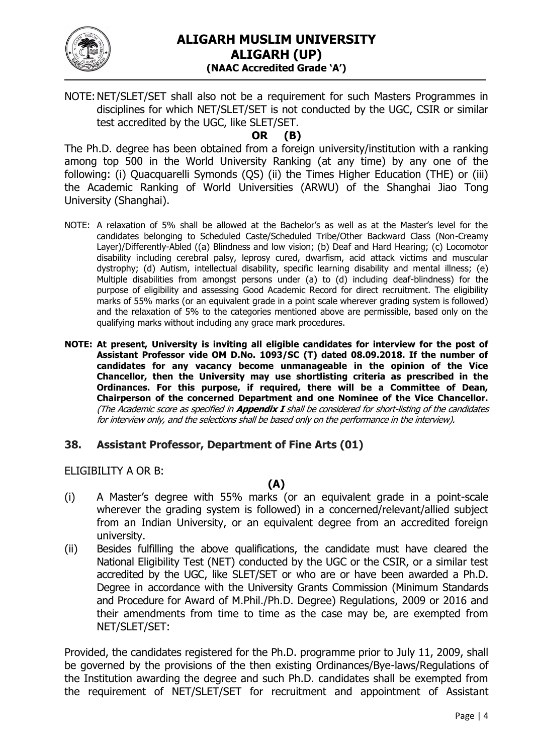NOTE: NET/SLET/SET shall also not be a requirement for such Masters Programmes in disciplines for which NET/SLET/SET is not conducted by the UGC, CSIR or similar test accredited by the UGC, like SLET/SET.

**OR (B)**

The Ph.D. degree has been obtained from a foreign university/institution with a ranking among top 500 in the World University Ranking (at any time) by any one of the following: (i) Quacquarelli Symonds (QS) (ii) the Times Higher Education (THE) or (iii) the Academic Ranking of World Universities (ARWU) of the Shanghai Jiao Tong University (Shanghai).

NOTE: A relaxation of 5% shall be allowed at the Bachelor's as well as at the Master's level for the candidates belonging to Scheduled Caste/Scheduled Tribe/Other Backward Class (Non-Creamy Layer)/Differently-Abled ((a) Blindness and low vision; (b) Deaf and Hard Hearing; (c) Locomotor disability including cerebral palsy, leprosy cured, dwarfism, acid attack victims and muscular dystrophy; (d) Autism, intellectual disability, specific learning disability and mental illness; (e) Multiple disabilities from amongst persons under (a) to (d) including deaf-blindness) for the purpose of eligibility and assessing Good Academic Record for direct recruitment. The eligibility marks of 55% marks (or an equivalent grade in a point scale wherever grading system is followed) and the relaxation of 5% to the categories mentioned above are permissible, based only on the qualifying marks without including any grace mark procedures.

**NOTE: At present, University is inviting all eligible candidates for interview for the post of Assistant Professor vide OM D.No. 1093/SC (T) dated 08.09.2018. If the number of candidates for any vacancy become unmanageable in the opinion of the Vice Chancellor, then the University may use shortlisting criteria as prescribed in the Ordinances. For this purpose, if required, there will be a Committee of Dean, Chairperson of the concerned Department and one Nominee of the Vice Chancellor.** *(The Academic score as specified in **Appendix I** shall be considered for short-listing of the candidates for interview only, and the selections shall be based only on the performance in the interview).*

## 38. Assistant Professor, Department of Fine Arts (01)

ELIGIBILITY A OR B:

**(A)**

(i) A Master's degree with 55% marks (or an equivalent grade in a point-scale wherever the grading system is followed) in a concerned/relevant/allied subject from an Indian University, or an equivalent degree from an accredited foreign university.

(ii) Besides fulfilling the above qualifications, the candidate must have cleared the National Eligibility Test (NET) conducted by the UGC or the CSIR, or a similar test accredited by the UGC, like SLET/SET or who are or have been awarded a Ph.D. Degree in accordance with the University Grants Commission (Minimum Standards and Procedure for Award of M.Phil./Ph.D. Degree) Regulations, 2009 or 2016 and their amendments from time to time as the case may be, are exempted from NET/SLET/SET:

Provided, the candidates registered for the Ph.D. programme prior to July 11, 2009, shall be governed by the provisions of the then existing Ordinances/Bye-laws/Regulations of the Institution awarding the degree and such Ph.D. candidates shall be exempted from the requirement of NET/SLET/SET for recruitment and appointment of Assistant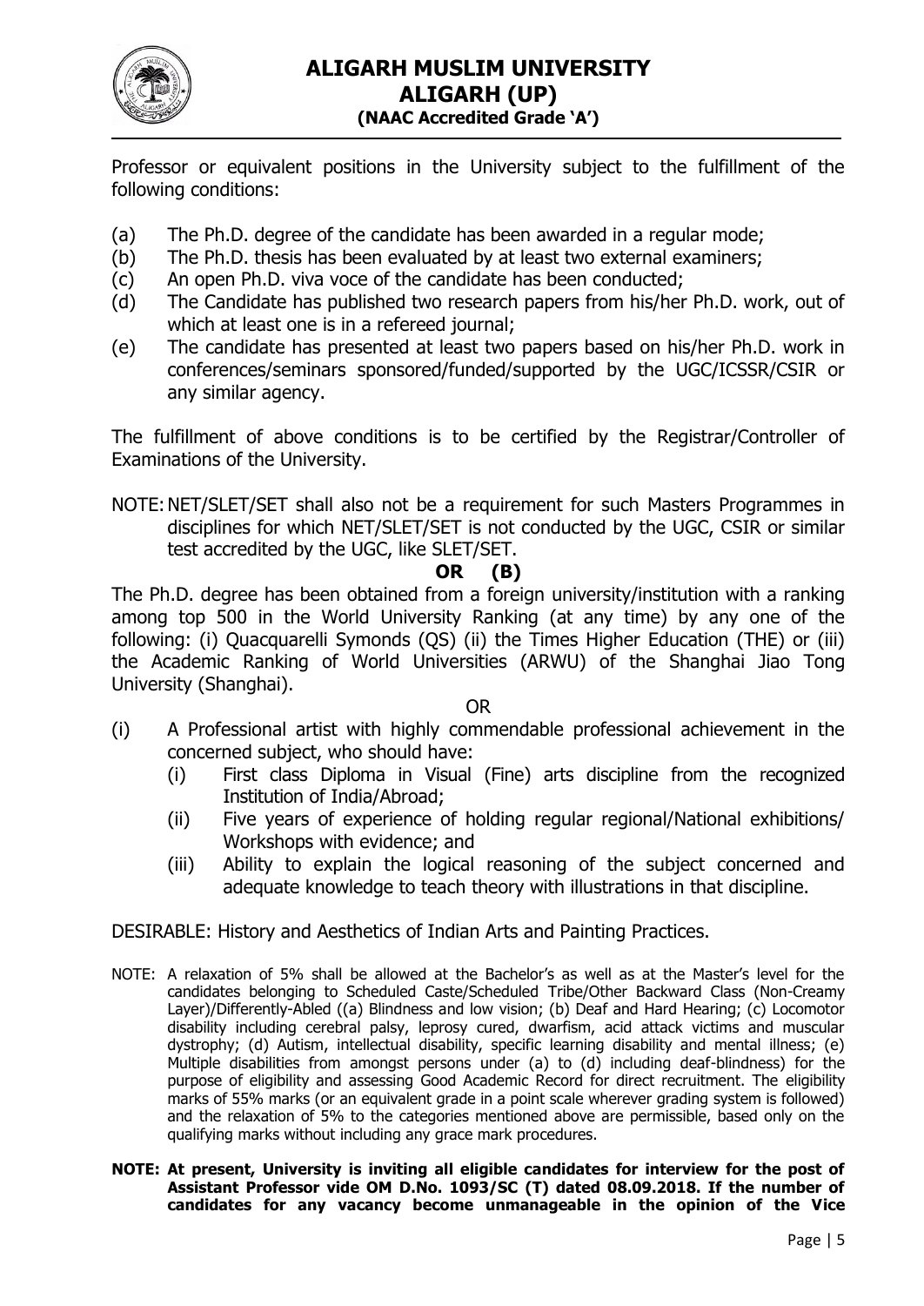Professor or equivalent positions in the University subject to the fulfillment of the following conditions:

(a) The Ph.D. degree of the candidate has been awarded in a regular mode;
(b) The Ph.D. thesis has been evaluated by at least two external examiners;
(c) An open Ph.D. viva voce of the candidate has been conducted;
(d) The Candidate has published two research papers from his/her Ph.D. work, out of which at least one is in a refereed journal;
(e) The candidate has presented at least two papers based on his/her Ph.D. work in conferences/seminars sponsored/funded/supported by the UGC/ICSSR/CSIR or any similar agency.

The fulfillment of above conditions is to be certified by the Registrar/Controller of Examinations of the University.

NOTE: NET/SLET/SET shall also not be a requirement for such Masters Programmes in disciplines for which NET/SLET/SET is not conducted by the UGC, CSIR or similar test accredited by the UGC, like SLET/SET.

**OR (B)**

The Ph.D. degree has been obtained from a foreign university/institution with a ranking among top 500 in the World University Ranking (at any time) by any one of the following: (i) Quacquarelli Symonds (QS) (ii) the Times Higher Education (THE) or (iii) the Academic Ranking of World Universities (ARWU) of the Shanghai Jiao Tong University (Shanghai).

OR

(i) A Professional artist with highly commendable professional achievement in the concerned subject, who should have:
    (i) First class Diploma in Visual (Fine) arts discipline from the recognized Institution of India/Abroad;
    (ii) Five years of experience of holding regular regional/National exhibitions/ Workshops with evidence; and
    (iii) Ability to explain the logical reasoning of the subject concerned and adequate knowledge to teach theory with illustrations in that discipline.

DESIRABLE: History and Aesthetics of Indian Arts and Painting Practices.

NOTE: A relaxation of 5% shall be allowed at the Bachelor's as well as at the Master's level for the candidates belonging to Scheduled Caste/Scheduled Tribe/Other Backward Class (Non-Creamy Layer)/Differently-Abled ((a) Blindness and low vision; (b) Deaf and Hard Hearing; (c) Locomotor disability including cerebral palsy, leprosy cured, dwarfism, acid attack victims and muscular dystrophy; (d) Autism, intellectual disability, specific learning disability and mental illness; (e) Multiple disabilities from amongst persons under (a) to (d) including deaf-blindness) for the purpose of eligibility and assessing Good Academic Record for direct recruitment. The eligibility marks of 55% marks (or an equivalent grade in a point scale wherever grading system is followed) and the relaxation of 5% to the categories mentioned above are permissible, based only on the qualifying marks without including any grace mark procedures.

**NOTE: At present, University is inviting all eligible candidates for interview for the post of Assistant Professor vide OM D.No. 1093/SC (T) dated 08.09.2018. If the number of candidates for any vacancy become unmanageable in the opinion of the Vice**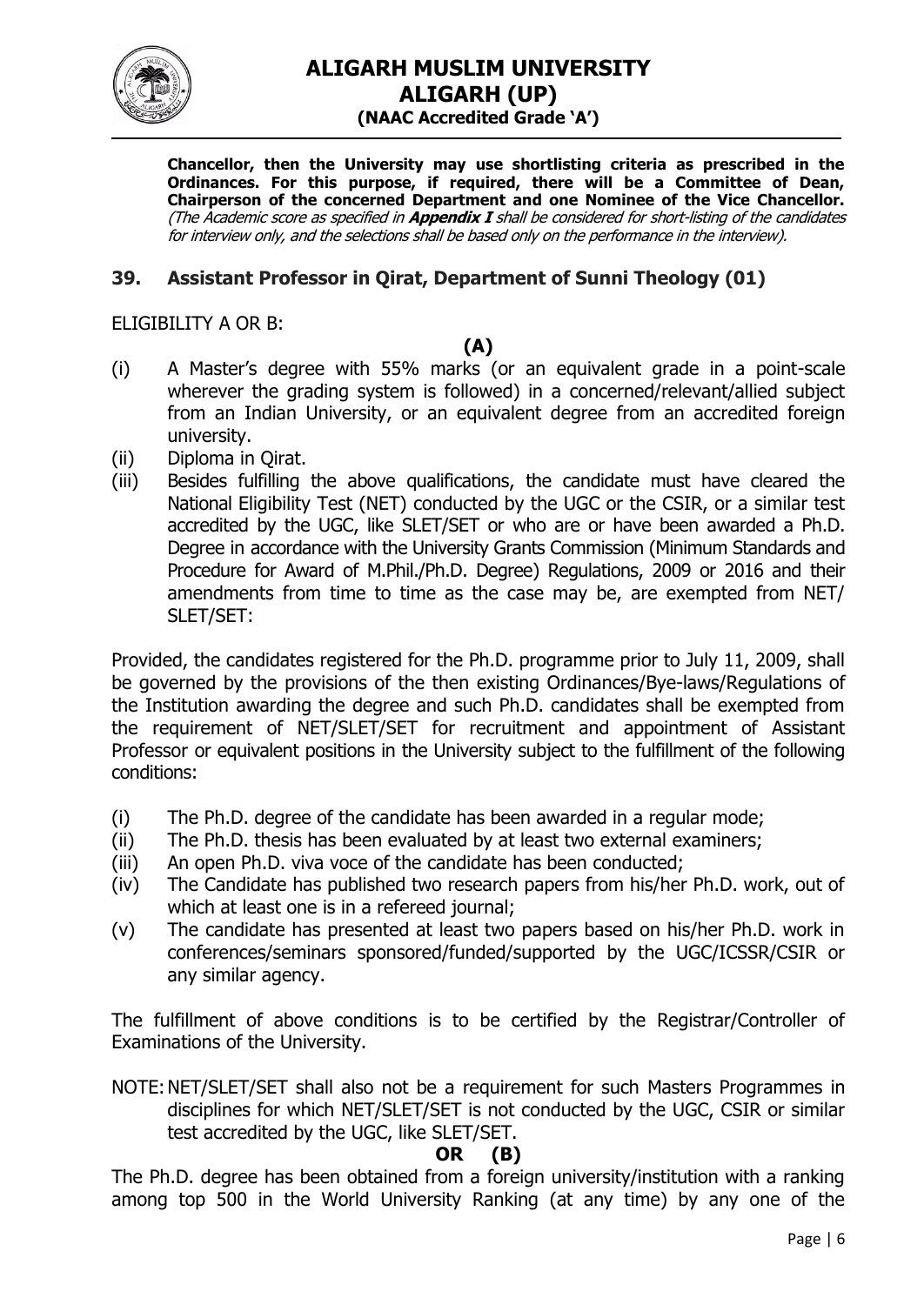**Chancellor, then the University may use shortlisting criteria as prescribed in the Ordinances. For this purpose, if required, there will be a Committee of Dean, Chairperson of the concerned Department and one Nominee of the Vice Chancellor.** *(The Academic score as specified in **Appendix I** shall be considered for short-listing of the candidates for interview only, and the selections shall be based only on the performance in the interview).*

## 39. Assistant Professor in Qirat, Department of Sunni Theology (01)

ELIGIBILITY A OR B:

**(A)**

(i) A Master's degree with 55% marks (or an equivalent grade in a point-scale wherever the grading system is followed) in a concerned/relevant/allied subject from an Indian University, or an equivalent degree from an accredited foreign university.

(ii) Diploma in Qirat.

(iii) Besides fulfilling the above qualifications, the candidate must have cleared the National Eligibility Test (NET) conducted by the UGC or the CSIR, or a similar test accredited by the UGC, like SLET/SET or who are or have been awarded a Ph.D. Degree in accordance with the University Grants Commission (Minimum Standards and Procedure for Award of M.Phil./Ph.D. Degree) Regulations, 2009 or 2016 and their amendments from time to time as the case may be, are exempted from NET/ SLET/SET:

Provided, the candidates registered for the Ph.D. programme prior to July 11, 2009, shall be governed by the provisions of the then existing Ordinances/Bye-laws/Regulations of the Institution awarding the degree and such Ph.D. candidates shall be exempted from the requirement of NET/SLET/SET for recruitment and appointment of Assistant Professor or equivalent positions in the University subject to the fulfillment of the following conditions:

(i) The Ph.D. degree of the candidate has been awarded in a regular mode;

(ii) The Ph.D. thesis has been evaluated by at least two external examiners;

(iii) An open Ph.D. viva voce of the candidate has been conducted;

(iv) The Candidate has published two research papers from his/her Ph.D. work, out of which at least one is in a refereed journal;

(v) The candidate has presented at least two papers based on his/her Ph.D. work in conferences/seminars sponsored/funded/supported by the UGC/ICSSR/CSIR or any similar agency.

The fulfillment of above conditions is to be certified by the Registrar/Controller of Examinations of the University.

NOTE: NET/SLET/SET shall also not be a requirement for such Masters Programmes in disciplines for which NET/SLET/SET is not conducted by the UGC, CSIR or similar test accredited by the UGC, like SLET/SET.

**OR (B)**

The Ph.D. degree has been obtained from a foreign university/institution with a ranking among top 500 in the World University Ranking (at any time) by any one of the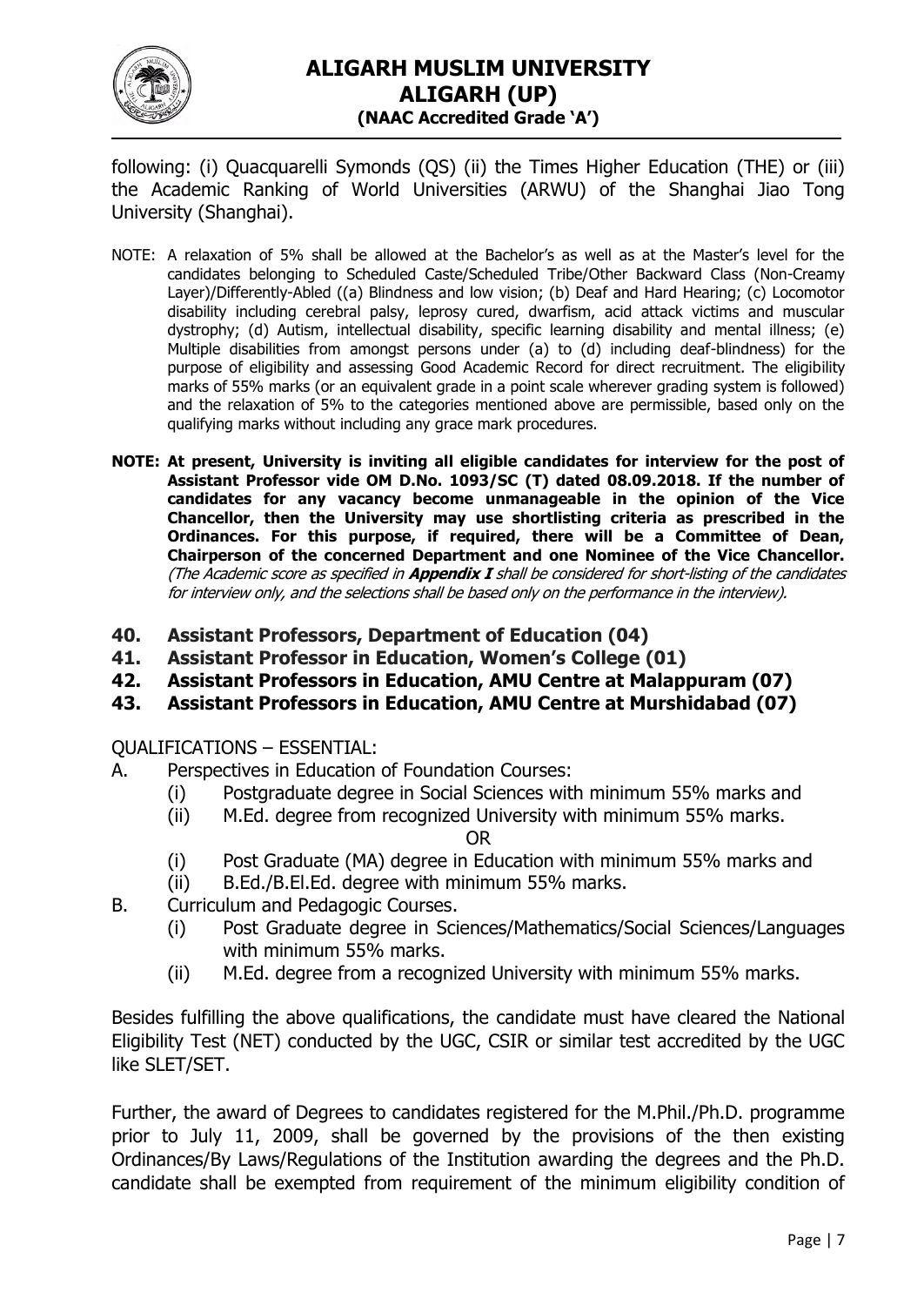following: (i) Quacquarelli Symonds (QS) (ii) the Times Higher Education (THE) or (iii) the Academic Ranking of World Universities (ARWU) of the Shanghai Jiao Tong University (Shanghai).

NOTE: A relaxation of 5% shall be allowed at the Bachelor's as well as at the Master's level for the candidates belonging to Scheduled Caste/Scheduled Tribe/Other Backward Class (Non-Creamy Layer)/Differently-Abled ((a) Blindness and low vision; (b) Deaf and Hard Hearing; (c) Locomotor disability including cerebral palsy, leprosy cured, dwarfism, acid attack victims and muscular dystrophy; (d) Autism, intellectual disability, specific learning disability and mental illness; (e) Multiple disabilities from amongst persons under (a) to (d) including deaf-blindness) for the purpose of eligibility and assessing Good Academic Record for direct recruitment. The eligibility marks of 55% marks (or an equivalent grade in a point scale wherever grading system is followed) and the relaxation of 5% to the categories mentioned above are permissible, based only on the qualifying marks without including any grace mark procedures.

**NOTE: At present, University is inviting all eligible candidates for interview for the post of Assistant Professor vide OM D.No. 1093/SC (T) dated 08.09.2018. If the number of candidates for any vacancy become unmanageable in the opinion of the Vice Chancellor, then the University may use shortlisting criteria as prescribed in the Ordinances. For this purpose, if required, there will be a Committee of Dean, Chairperson of the concerned Department and one Nominee of the Vice Chancellor.** *(The Academic score as specified in **Appendix I** shall be considered for short-listing of the candidates for interview only, and the selections shall be based only on the performance in the interview).*

### 40. Assistant Professors, Department of Education (04)
### 41. Assistant Professor in Education, Women's College (01)
### 42. Assistant Professors in Education, AMU Centre at Malappuram (07)
### 43. Assistant Professors in Education, AMU Centre at Murshidabad (07)

QUALIFICATIONS – ESSENTIAL:

A. Perspectives in Education of Foundation Courses:
   - (i) Postgraduate degree in Social Sciences with minimum 55% marks and
   - (ii) M.Ed. degree from recognized University with minimum 55% marks.

   OR

   - (i) Post Graduate (MA) degree in Education with minimum 55% marks and
   - (ii) B.Ed./B.El.Ed. degree with minimum 55% marks.

B. Curriculum and Pedagogic Courses.
   - (i) Post Graduate degree in Sciences/Mathematics/Social Sciences/Languages with minimum 55% marks.
   - (ii) M.Ed. degree from a recognized University with minimum 55% marks.

Besides fulfilling the above qualifications, the candidate must have cleared the National Eligibility Test (NET) conducted by the UGC, CSIR or similar test accredited by the UGC like SLET/SET.

Further, the award of Degrees to candidates registered for the M.Phil./Ph.D. programme prior to July 11, 2009, shall be governed by the provisions of the then existing Ordinances/By Laws/Regulations of the Institution awarding the degrees and the Ph.D. candidate shall be exempted from requirement of the minimum eligibility condition of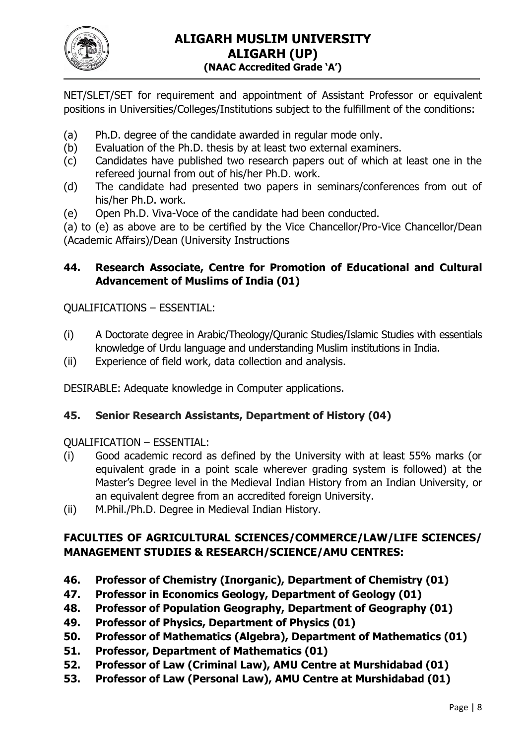NET/SLET/SET for requirement and appointment of Assistant Professor or equivalent positions in Universities/Colleges/Institutions subject to the fulfillment of the conditions:

(a) Ph.D. degree of the candidate awarded in regular mode only.
(b) Evaluation of the Ph.D. thesis by at least two external examiners.
(c) Candidates have published two research papers out of which at least one in the refereed journal from out of his/her Ph.D. work.
(d) The candidate had presented two papers in seminars/conferences from out of his/her Ph.D. work.
(e) Open Ph.D. Viva-Voce of the candidate had been conducted.

(a) to (e) as above are to be certified by the Vice Chancellor/Pro-Vice Chancellor/Dean (Academic Affairs)/Dean (University Instructions

**44. Research Associate, Centre for Promotion of Educational and Cultural Advancement of Muslims of India (01)**

QUALIFICATIONS – ESSENTIAL:

(i) A Doctorate degree in Arabic/Theology/Quranic Studies/Islamic Studies with essentials knowledge of Urdu language and understanding Muslim institutions in India.
(ii) Experience of field work, data collection and analysis.

DESIRABLE: Adequate knowledge in Computer applications.

**45. Senior Research Assistants, Department of History (04)**

QUALIFICATION – ESSENTIAL:

(i) Good academic record as defined by the University with at least 55% marks (or equivalent grade in a point scale wherever grading system is followed) at the Master's Degree level in the Medieval Indian History from an Indian University, or an equivalent degree from an accredited foreign University.
(ii) M.Phil./Ph.D. Degree in Medieval Indian History.

**FACULTIES OF AGRICULTURAL SCIENCES/COMMERCE/LAW/LIFE SCIENCES/ MANAGEMENT STUDIES & RESEARCH/SCIENCE/AMU CENTRES:**

**46. Professor of Chemistry (Inorganic), Department of Chemistry (01)**
**47. Professor in Economics Geology, Department of Geology (01)**
**48. Professor of Population Geography, Department of Geography (01)**
**49. Professor of Physics, Department of Physics (01)**
**50. Professor of Mathematics (Algebra), Department of Mathematics (01)**
**51. Professor, Department of Mathematics (01)**
**52. Professor of Law (Criminal Law), AMU Centre at Murshidabad (01)**
**53. Professor of Law (Personal Law), AMU Centre at Murshidabad (01)**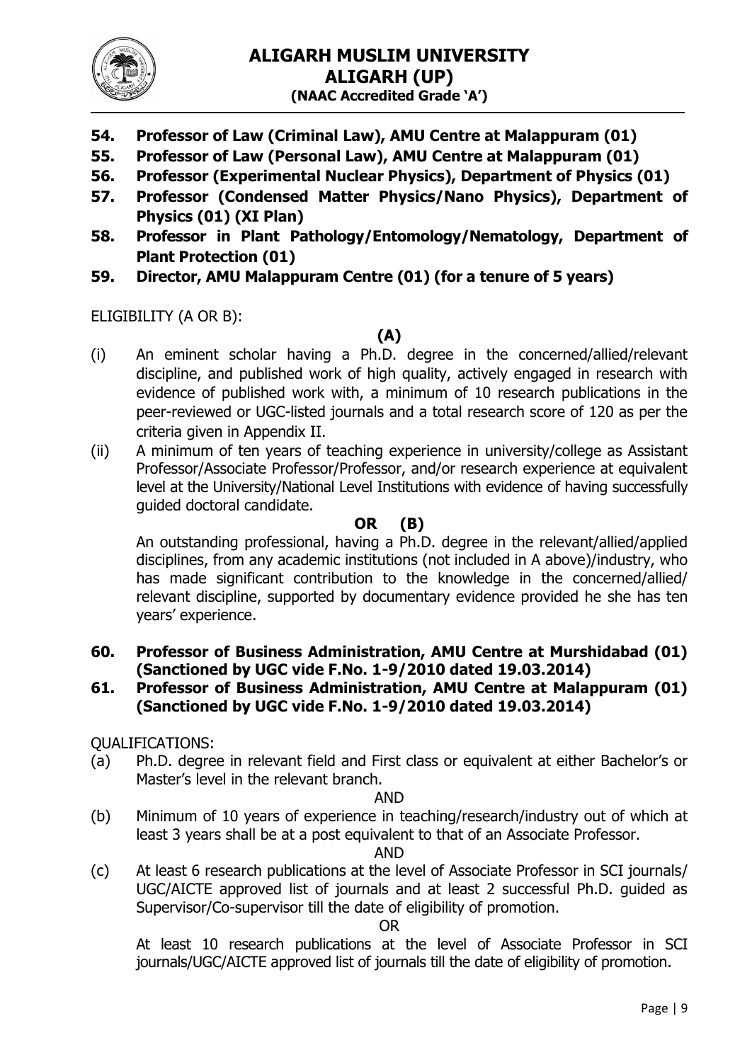**54. Professor of Law (Criminal Law), AMU Centre at Malappuram (01)**
**55. Professor of Law (Personal Law), AMU Centre at Malappuram (01)**
**56. Professor (Experimental Nuclear Physics), Department of Physics (01)**
**57. Professor (Condensed Matter Physics/Nano Physics), Department of Physics (01) (XI Plan)**
**58. Professor in Plant Pathology/Entomology/Nematology, Department of Plant Protection (01)**
**59. Director, AMU Malappuram Centre (01) (for a tenure of 5 years)**

ELIGIBILITY (A OR B):

**(A)**

(i) An eminent scholar having a Ph.D. degree in the concerned/allied/relevant discipline, and published work of high quality, actively engaged in research with evidence of published work with, a minimum of 10 research publications in the peer-reviewed or UGC-listed journals and a total research score of 120 as per the criteria given in Appendix II.

(ii) A minimum of ten years of teaching experience in university/college as Assistant Professor/Associate Professor/Professor, and/or research experience at equivalent level at the University/National Level Institutions with evidence of having successfully guided doctoral candidate.

**OR (B)**

An outstanding professional, having a Ph.D. degree in the relevant/allied/applied disciplines, from any academic institutions (not included in A above)/industry, who has made significant contribution to the knowledge in the concerned/allied/relevant discipline, supported by documentary evidence provided he she has ten years' experience.

**60. Professor of Business Administration, AMU Centre at Murshidabad (01) (Sanctioned by UGC vide F.No. 1-9/2010 dated 19.03.2014)**
**61. Professor of Business Administration, AMU Centre at Malappuram (01) (Sanctioned by UGC vide F.No. 1-9/2010 dated 19.03.2014)**

QUALIFICATIONS:

(a) Ph.D. degree in relevant field and First class or equivalent at either Bachelor's or Master's level in the relevant branch.

AND

(b) Minimum of 10 years of experience in teaching/research/industry out of which at least 3 years shall be at a post equivalent to that of an Associate Professor.

AND

(c) At least 6 research publications at the level of Associate Professor in SCI journals/ UGC/AICTE approved list of journals and at least 2 successful Ph.D. guided as Supervisor/Co-supervisor till the date of eligibility of promotion.

OR

At least 10 research publications at the level of Associate Professor in SCI journals/UGC/AICTE approved list of journals till the date of eligibility of promotion.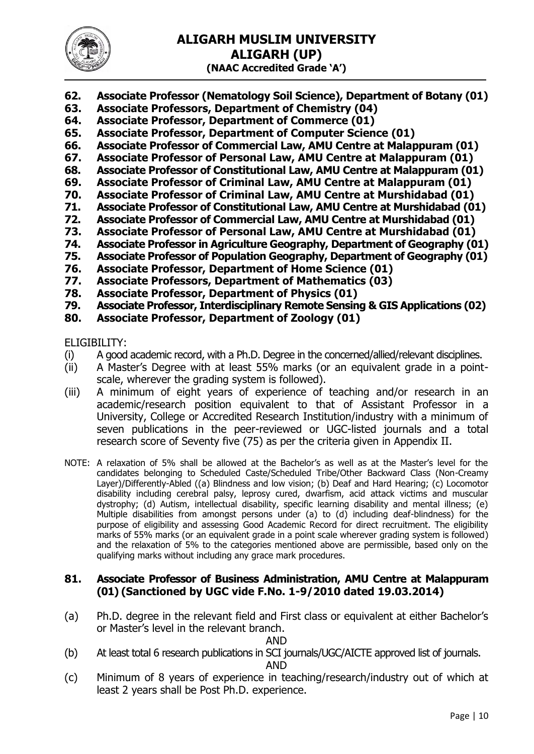**62. Associate Professor (Nematology Soil Science), Department of Botany (01)**
**63. Associate Professors, Department of Chemistry (04)**
**64. Associate Professor, Department of Commerce (01)**
**65. Associate Professor, Department of Computer Science (01)**
**66. Associate Professor of Commercial Law, AMU Centre at Malappuram (01)**
**67. Associate Professor of Personal Law, AMU Centre at Malappuram (01)**
**68. Associate Professor of Constitutional Law, AMU Centre at Malappuram (01)**
**69. Associate Professor of Criminal Law, AMU Centre at Malappuram (01)**
**70. Associate Professor of Criminal Law, AMU Centre at Murshidabad (01)**
**71. Associate Professor of Constitutional Law, AMU Centre at Murshidabad (01)**
**72. Associate Professor of Commercial Law, AMU Centre at Murshidabad (01)**
**73. Associate Professor of Personal Law, AMU Centre at Murshidabad (01)**
**74. Associate Professor in Agriculture Geography, Department of Geography (01)**
**75. Associate Professor of Population Geography, Department of Geography (01)**
**76. Associate Professor, Department of Home Science (01)**
**77. Associate Professors, Department of Mathematics (03)**
**78. Associate Professor, Department of Physics (01)**
**79. Associate Professor, Interdisciplinary Remote Sensing & GIS Applications (02)**
**80. Associate Professor, Department of Zoology (01)**

ELIGIBILITY:

(i) A good academic record, with a Ph.D. Degree in the concerned/allied/relevant disciplines.

(ii) A Master's Degree with at least 55% marks (or an equivalent grade in a point-scale, wherever the grading system is followed).

(iii) A minimum of eight years of experience of teaching and/or research in an academic/research position equivalent to that of Assistant Professor in a University, College or Accredited Research Institution/industry with a minimum of seven publications in the peer-reviewed or UGC-listed journals and a total research score of Seventy five (75) as per the criteria given in Appendix II.

NOTE: A relaxation of 5% shall be allowed at the Bachelor's as well as at the Master's level for the candidates belonging to Scheduled Caste/Scheduled Tribe/Other Backward Class (Non-Creamy Layer)/Differently-Abled ((a) Blindness and low vision; (b) Deaf and Hard Hearing; (c) Locomotor disability including cerebral palsy, leprosy cured, dwarfism, acid attack victims and muscular dystrophy; (d) Autism, intellectual disability, specific learning disability and mental illness; (e) Multiple disabilities from amongst persons under (a) to (d) including deaf-blindness) for the purpose of eligibility and assessing Good Academic Record for direct recruitment. The eligibility marks of 55% marks (or an equivalent grade in a point scale wherever grading system is followed) and the relaxation of 5% to the categories mentioned above are permissible, based only on the qualifying marks without including any grace mark procedures.

### 81. Associate Professor of Business Administration, AMU Centre at Malappuram (01) (Sanctioned by UGC vide F.No. 1-9/2010 dated 19.03.2014)

(a) Ph.D. degree in the relevant field and First class or equivalent at either Bachelor's or Master's level in the relevant branch.

AND

(b) At least total 6 research publications in SCI journals/UGC/AICTE approved list of journals.

AND

(c) Minimum of 8 years of experience in teaching/research/industry out of which at least 2 years shall be Post Ph.D. experience.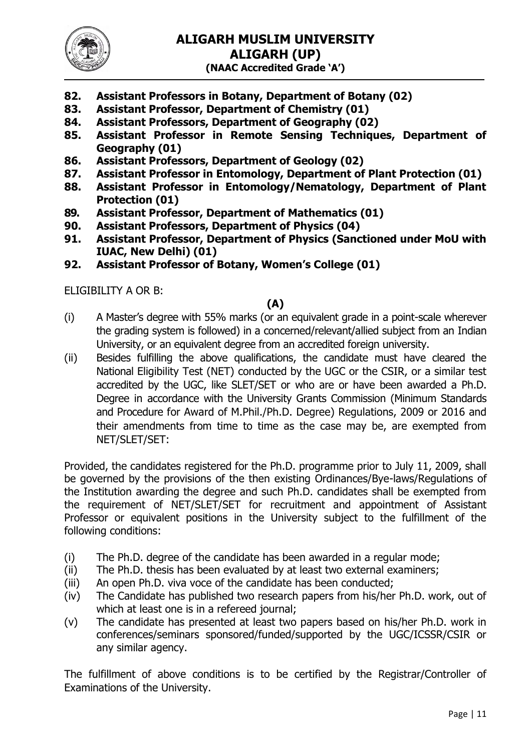**82. Assistant Professors in Botany, Department of Botany (02)**
**83. Assistant Professor, Department of Chemistry (01)**
**84. Assistant Professors, Department of Geography (02)**
**85. Assistant Professor in Remote Sensing Techniques, Department of Geography (01)**
**86. Assistant Professors, Department of Geology (02)**
**87. Assistant Professor in Entomology, Department of Plant Protection (01)**
**88. Assistant Professor in Entomology/Nematology, Department of Plant Protection (01)**
**89. Assistant Professor, Department of Mathematics (01)**
**90. Assistant Professors, Department of Physics (04)**
**91. Assistant Professor, Department of Physics (Sanctioned under MoU with IUAC, New Delhi) (01)**
**92. Assistant Professor of Botany, Women's College (01)**

ELIGIBILITY A OR B:

**(A)**

(i) A Master's degree with 55% marks (or an equivalent grade in a point-scale wherever the grading system is followed) in a concerned/relevant/allied subject from an Indian University, or an equivalent degree from an accredited foreign university.

(ii) Besides fulfilling the above qualifications, the candidate must have cleared the National Eligibility Test (NET) conducted by the UGC or the CSIR, or a similar test accredited by the UGC, like SLET/SET or who are or have been awarded a Ph.D. Degree in accordance with the University Grants Commission (Minimum Standards and Procedure for Award of M.Phil./Ph.D. Degree) Regulations, 2009 or 2016 and their amendments from time to time as the case may be, are exempted from NET/SLET/SET:

Provided, the candidates registered for the Ph.D. programme prior to July 11, 2009, shall be governed by the provisions of the then existing Ordinances/Bye-laws/Regulations of the Institution awarding the degree and such Ph.D. candidates shall be exempted from the requirement of NET/SLET/SET for recruitment and appointment of Assistant Professor or equivalent positions in the University subject to the fulfillment of the following conditions:

(i) The Ph.D. degree of the candidate has been awarded in a regular mode;
(ii) The Ph.D. thesis has been evaluated by at least two external examiners;
(iii) An open Ph.D. viva voce of the candidate has been conducted;
(iv) The Candidate has published two research papers from his/her Ph.D. work, out of which at least one is in a refereed journal;
(v) The candidate has presented at least two papers based on his/her Ph.D. work in conferences/seminars sponsored/funded/supported by the UGC/ICSSR/CSIR or any similar agency.

The fulfillment of above conditions is to be certified by the Registrar/Controller of Examinations of the University.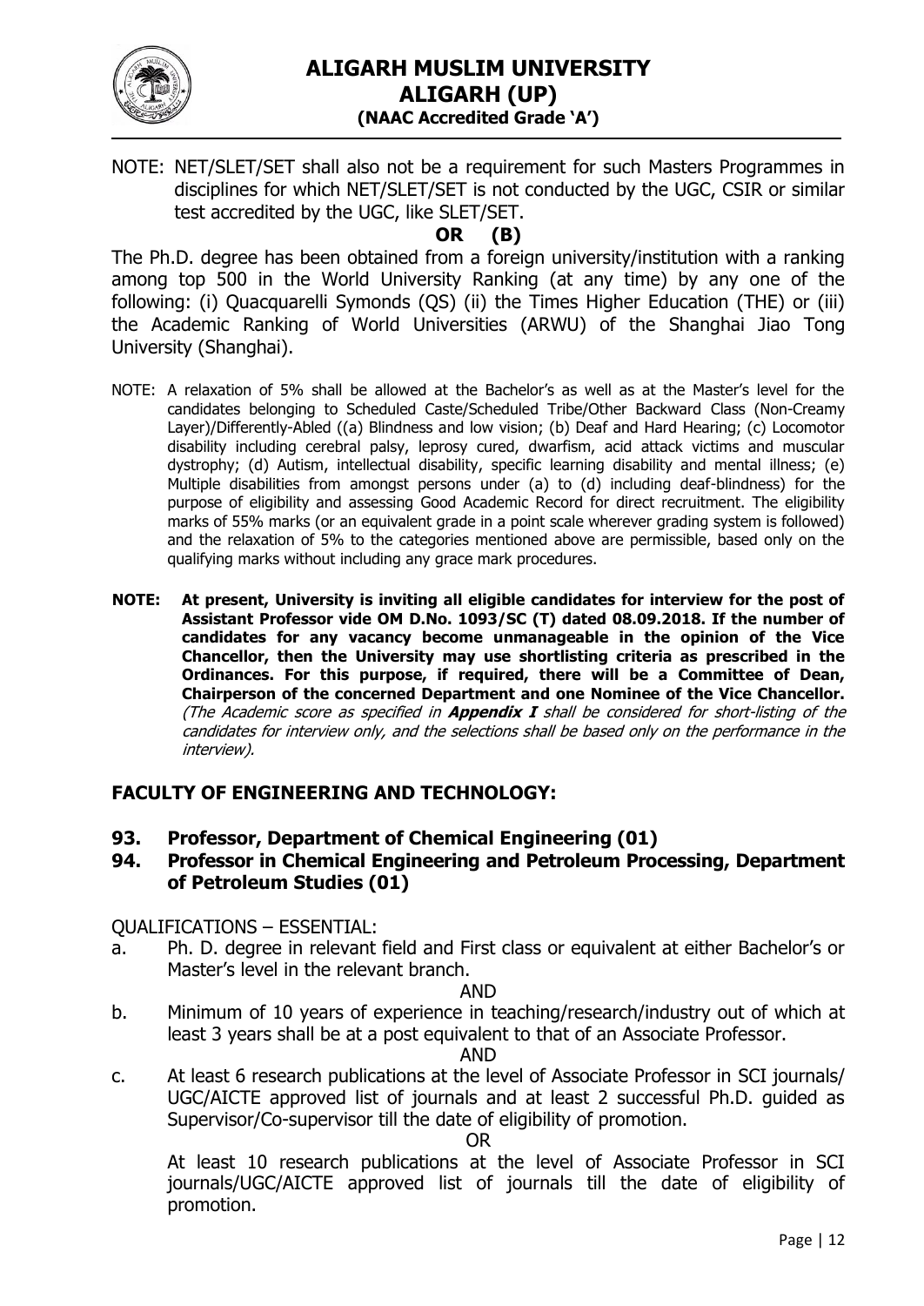NOTE: NET/SLET/SET shall also not be a requirement for such Masters Programmes in disciplines for which NET/SLET/SET is not conducted by the UGC, CSIR or similar test accredited by the UGC, like SLET/SET.

**OR (B)**

The Ph.D. degree has been obtained from a foreign university/institution with a ranking among top 500 in the World University Ranking (at any time) by any one of the following: (i) Quacquarelli Symonds (QS) (ii) the Times Higher Education (THE) or (iii) the Academic Ranking of World Universities (ARWU) of the Shanghai Jiao Tong University (Shanghai).

NOTE: A relaxation of 5% shall be allowed at the Bachelor's as well as at the Master's level for the candidates belonging to Scheduled Caste/Scheduled Tribe/Other Backward Class (Non-Creamy Layer)/Differently-Abled ((a) Blindness and low vision; (b) Deaf and Hard Hearing; (c) Locomotor disability including cerebral palsy, leprosy cured, dwarfism, acid attack victims and muscular dystrophy; (d) Autism, intellectual disability, specific learning disability and mental illness; (e) Multiple disabilities from amongst persons under (a) to (d) including deaf-blindness) for the purpose of eligibility and assessing Good Academic Record for direct recruitment. The eligibility marks of 55% marks (or an equivalent grade in a point scale wherever grading system is followed) and the relaxation of 5% to the categories mentioned above are permissible, based only on the qualifying marks without including any grace mark procedures.

**NOTE: At present, University is inviting all eligible candidates for interview for the post of Assistant Professor vide OM D.No. 1093/SC (T) dated 08.09.2018. If the number of candidates for any vacancy become unmanageable in the opinion of the Vice Chancellor, then the University may use shortlisting criteria as prescribed in the Ordinances. For this purpose, if required, there will be a Committee of Dean, Chairperson of the concerned Department and one Nominee of the Vice Chancellor.** *(The Academic score as specified in* ***Appendix I*** *shall be considered for short-listing of the candidates for interview only, and the selections shall be based only on the performance in the interview).*

## FACULTY OF ENGINEERING AND TECHNOLOGY:

### 93. Professor, Department of Chemical Engineering (01)
### 94. Professor in Chemical Engineering and Petroleum Processing, Department of Petroleum Studies (01)

QUALIFICATIONS – ESSENTIAL:

a. Ph. D. degree in relevant field and First class or equivalent at either Bachelor's or Master's level in the relevant branch.

AND

b. Minimum of 10 years of experience in teaching/research/industry out of which at least 3 years shall be at a post equivalent to that of an Associate Professor.

AND

c. At least 6 research publications at the level of Associate Professor in SCI journals/ UGC/AICTE approved list of journals and at least 2 successful Ph.D. guided as Supervisor/Co-supervisor till the date of eligibility of promotion.

OR

At least 10 research publications at the level of Associate Professor in SCI journals/UGC/AICTE approved list of journals till the date of eligibility of promotion.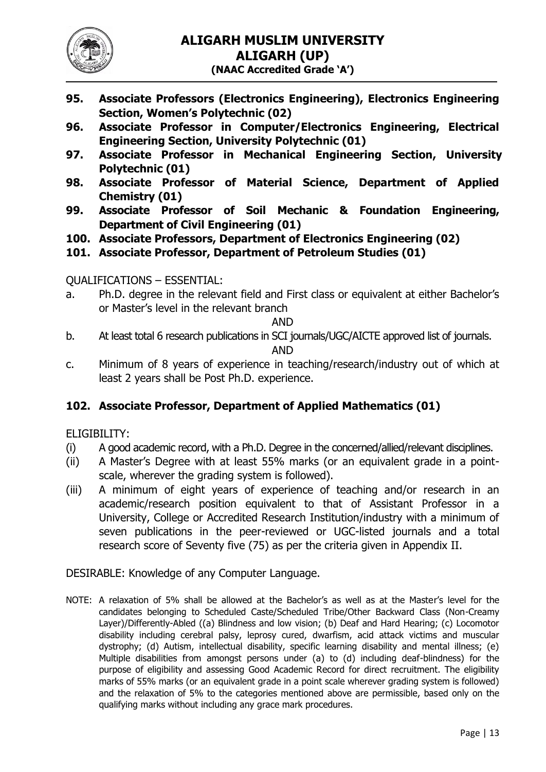**95. Associate Professors (Electronics Engineering), Electronics Engineering Section, Women's Polytechnic (02)**

**96. Associate Professor in Computer/Electronics Engineering, Electrical Engineering Section, University Polytechnic (01)**

**97. Associate Professor in Mechanical Engineering Section, University Polytechnic (01)**

**98. Associate Professor of Material Science, Department of Applied Chemistry (01)**

**99. Associate Professor of Soil Mechanic & Foundation Engineering, Department of Civil Engineering (01)**

**100. Associate Professors, Department of Electronics Engineering (02)**

**101. Associate Professor, Department of Petroleum Studies (01)**

QUALIFICATIONS – ESSENTIAL:

a. Ph.D. degree in the relevant field and First class or equivalent at either Bachelor's or Master's level in the relevant branch

AND

b. At least total 6 research publications in SCI journals/UGC/AICTE approved list of journals.

AND

c. Minimum of 8 years of experience in teaching/research/industry out of which at least 2 years shall be Post Ph.D. experience.

**102. Associate Professor, Department of Applied Mathematics (01)**

ELIGIBILITY:

(i) A good academic record, with a Ph.D. Degree in the concerned/allied/relevant disciplines.

(ii) A Master's Degree with at least 55% marks (or an equivalent grade in a point-scale, wherever the grading system is followed).

(iii) A minimum of eight years of experience of teaching and/or research in an academic/research position equivalent to that of Assistant Professor in a University, College or Accredited Research Institution/industry with a minimum of seven publications in the peer-reviewed or UGC-listed journals and a total research score of Seventy five (75) as per the criteria given in Appendix II.

DESIRABLE: Knowledge of any Computer Language.

NOTE: A relaxation of 5% shall be allowed at the Bachelor's as well as at the Master's level for the candidates belonging to Scheduled Caste/Scheduled Tribe/Other Backward Class (Non-Creamy Layer)/Differently-Abled ((a) Blindness and low vision; (b) Deaf and Hard Hearing; (c) Locomotor disability including cerebral palsy, leprosy cured, dwarfism, acid attack victims and muscular dystrophy; (d) Autism, intellectual disability, specific learning disability and mental illness; (e) Multiple disabilities from amongst persons under (a) to (d) including deaf-blindness) for the purpose of eligibility and assessing Good Academic Record for direct recruitment. The eligibility marks of 55% marks (or an equivalent grade in a point scale wherever grading system is followed) and the relaxation of 5% to the categories mentioned above are permissible, based only on the qualifying marks without including any grace mark procedures.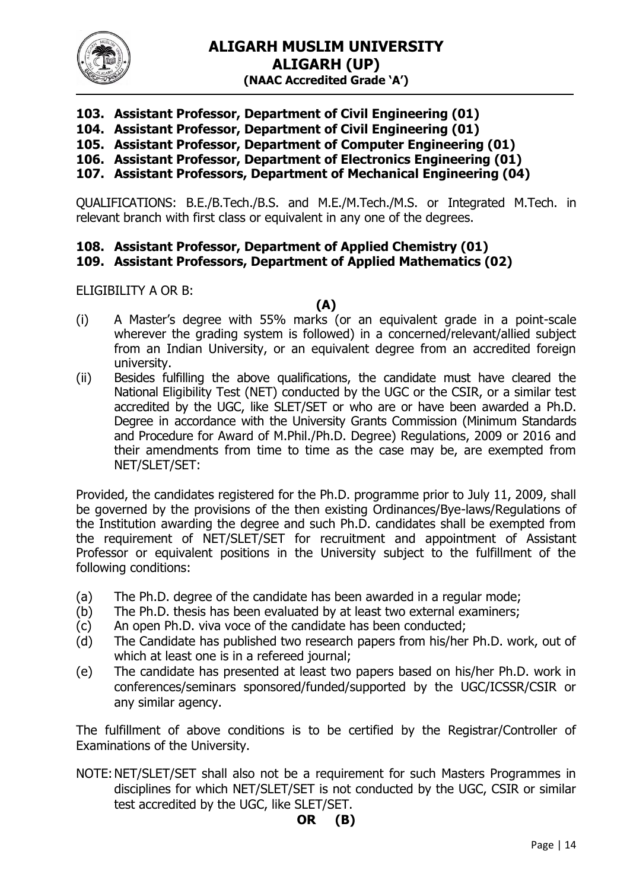**103. Assistant Professor, Department of Civil Engineering (01)**
**104. Assistant Professor, Department of Civil Engineering (01)**
**105. Assistant Professor, Department of Computer Engineering (01)**
**106. Assistant Professor, Department of Electronics Engineering (01)**
**107. Assistant Professors, Department of Mechanical Engineering (04)**

QUALIFICATIONS: B.E./B.Tech./B.S. and M.E./M.Tech./M.S. or Integrated M.Tech. in relevant branch with first class or equivalent in any one of the degrees.

**108. Assistant Professor, Department of Applied Chemistry (01)**
**109. Assistant Professors, Department of Applied Mathematics (02)**

ELIGIBILITY A OR B:

**(A)**

(i) A Master's degree with 55% marks (or an equivalent grade in a point-scale wherever the grading system is followed) in a concerned/relevant/allied subject from an Indian University, or an equivalent degree from an accredited foreign university.

(ii) Besides fulfilling the above qualifications, the candidate must have cleared the National Eligibility Test (NET) conducted by the UGC or the CSIR, or a similar test accredited by the UGC, like SLET/SET or who are or have been awarded a Ph.D. Degree in accordance with the University Grants Commission (Minimum Standards and Procedure for Award of M.Phil./Ph.D. Degree) Regulations, 2009 or 2016 and their amendments from time to time as the case may be, are exempted from NET/SLET/SET:

Provided, the candidates registered for the Ph.D. programme prior to July 11, 2009, shall be governed by the provisions of the then existing Ordinances/Bye-laws/Regulations of the Institution awarding the degree and such Ph.D. candidates shall be exempted from the requirement of NET/SLET/SET for recruitment and appointment of Assistant Professor or equivalent positions in the University subject to the fulfillment of the following conditions:

(a) The Ph.D. degree of the candidate has been awarded in a regular mode;
(b) The Ph.D. thesis has been evaluated by at least two external examiners;
(c) An open Ph.D. viva voce of the candidate has been conducted;
(d) The Candidate has published two research papers from his/her Ph.D. work, out of which at least one is in a refereed journal;
(e) The candidate has presented at least two papers based on his/her Ph.D. work in conferences/seminars sponsored/funded/supported by the UGC/ICSSR/CSIR or any similar agency.

The fulfillment of above conditions is to be certified by the Registrar/Controller of Examinations of the University.

NOTE: NET/SLET/SET shall also not be a requirement for such Masters Programmes in disciplines for which NET/SLET/SET is not conducted by the UGC, CSIR or similar test accredited by the UGC, like SLET/SET.

**OR (B)**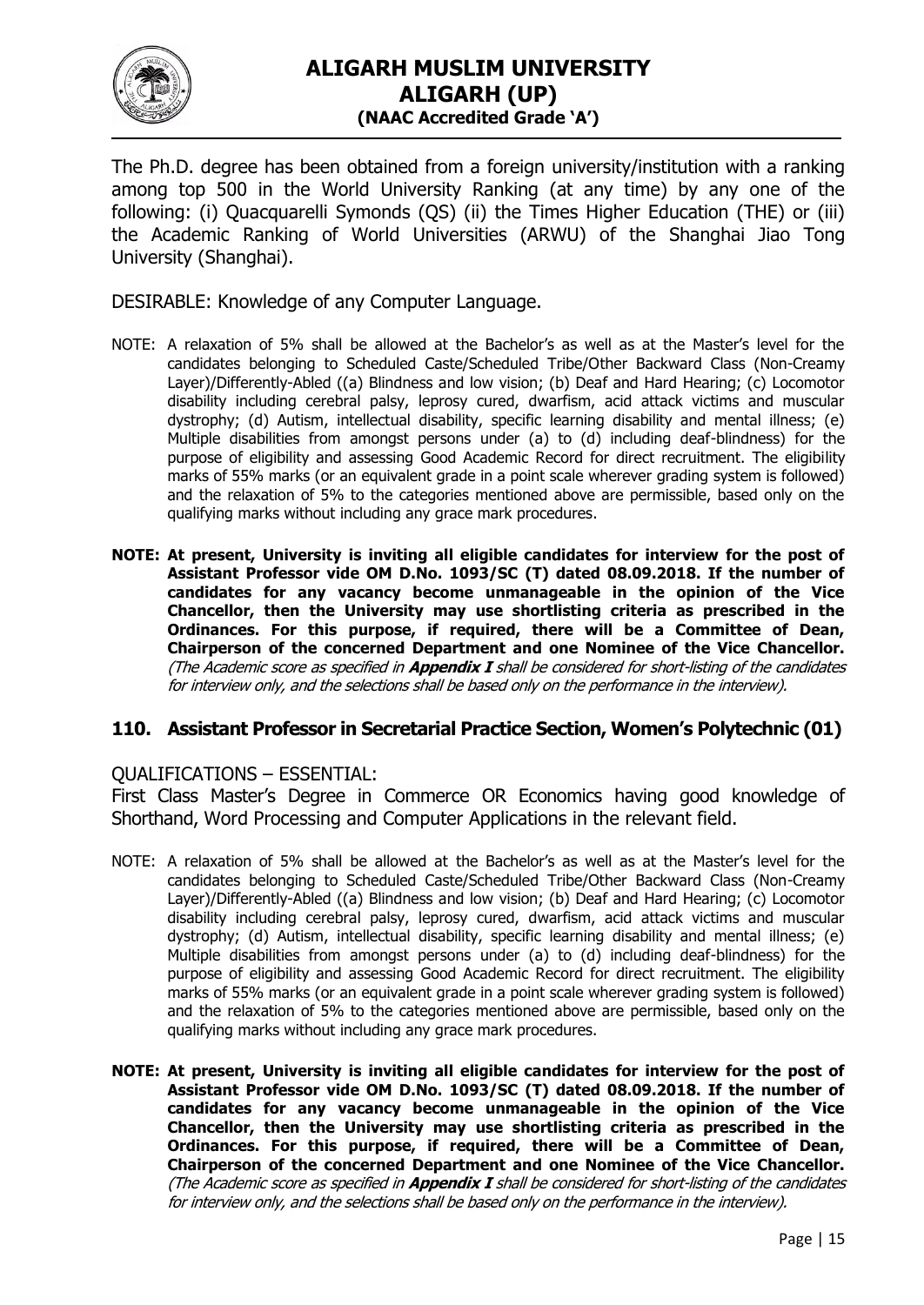The Ph.D. degree has been obtained from a foreign university/institution with a ranking among top 500 in the World University Ranking (at any time) by any one of the following: (i) Quacquarelli Symonds (QS) (ii) the Times Higher Education (THE) or (iii) the Academic Ranking of World Universities (ARWU) of the Shanghai Jiao Tong University (Shanghai).

DESIRABLE: Knowledge of any Computer Language.

NOTE: A relaxation of 5% shall be allowed at the Bachelor's as well as at the Master's level for the candidates belonging to Scheduled Caste/Scheduled Tribe/Other Backward Class (Non-Creamy Layer)/Differently-Abled ((a) Blindness and low vision; (b) Deaf and Hard Hearing; (c) Locomotor disability including cerebral palsy, leprosy cured, dwarfism, acid attack victims and muscular dystrophy; (d) Autism, intellectual disability, specific learning disability and mental illness; (e) Multiple disabilities from amongst persons under (a) to (d) including deaf-blindness) for the purpose of eligibility and assessing Good Academic Record for direct recruitment. The eligibility marks of 55% marks (or an equivalent grade in a point scale wherever grading system is followed) and the relaxation of 5% to the categories mentioned above are permissible, based only on the qualifying marks without including any grace mark procedures.

**NOTE: At present, University is inviting all eligible candidates for interview for the post of Assistant Professor vide OM D.No. 1093/SC (T) dated 08.09.2018. If the number of candidates for any vacancy become unmanageable in the opinion of the Vice Chancellor, then the University may use shortlisting criteria as prescribed in the Ordinances. For this purpose, if required, there will be a Committee of Dean, Chairperson of the concerned Department and one Nominee of the Vice Chancellor.** *(The Academic score as specified in **Appendix I** shall be considered for short-listing of the candidates for interview only, and the selections shall be based only on the performance in the interview).*

## 110. Assistant Professor in Secretarial Practice Section, Women's Polytechnic (01)

QUALIFICATIONS – ESSENTIAL:

First Class Master's Degree in Commerce OR Economics having good knowledge of Shorthand, Word Processing and Computer Applications in the relevant field.

NOTE: A relaxation of 5% shall be allowed at the Bachelor's as well as at the Master's level for the candidates belonging to Scheduled Caste/Scheduled Tribe/Other Backward Class (Non-Creamy Layer)/Differently-Abled ((a) Blindness and low vision; (b) Deaf and Hard Hearing; (c) Locomotor disability including cerebral palsy, leprosy cured, dwarfism, acid attack victims and muscular dystrophy; (d) Autism, intellectual disability, specific learning disability and mental illness; (e) Multiple disabilities from amongst persons under (a) to (d) including deaf-blindness) for the purpose of eligibility and assessing Good Academic Record for direct recruitment. The eligibility marks of 55% marks (or an equivalent grade in a point scale wherever grading system is followed) and the relaxation of 5% to the categories mentioned above are permissible, based only on the qualifying marks without including any grace mark procedures.

**NOTE: At present, University is inviting all eligible candidates for interview for the post of Assistant Professor vide OM D.No. 1093/SC (T) dated 08.09.2018. If the number of candidates for any vacancy become unmanageable in the opinion of the Vice Chancellor, then the University may use shortlisting criteria as prescribed in the Ordinances. For this purpose, if required, there will be a Committee of Dean, Chairperson of the concerned Department and one Nominee of the Vice Chancellor.** *(The Academic score as specified in **Appendix I** shall be considered for short-listing of the candidates for interview only, and the selections shall be based only on the performance in the interview).*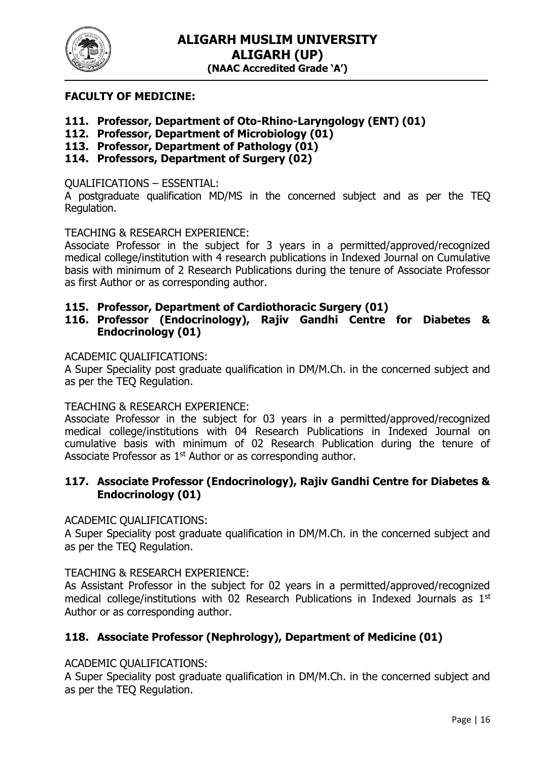**FACULTY OF MEDICINE:**

**111. Professor, Department of Oto-Rhino-Laryngology (ENT) (01)**
**112. Professor, Department of Microbiology (01)**
**113. Professor, Department of Pathology (01)**
**114. Professors, Department of Surgery (02)**

QUALIFICATIONS – ESSENTIAL:
A postgraduate qualification MD/MS in the concerned subject and as per the TEQ Regulation.

TEACHING & RESEARCH EXPERIENCE:
Associate Professor in the subject for 3 years in a permitted/approved/recognized medical college/institution with 4 research publications in Indexed Journal on Cumulative basis with minimum of 2 Research Publications during the tenure of Associate Professor as first Author or as corresponding author.

**115. Professor, Department of Cardiothoracic Surgery (01)**
**116. Professor (Endocrinology), Rajiv Gandhi Centre for Diabetes & Endocrinology (01)**

ACADEMIC QUALIFICATIONS:
A Super Speciality post graduate qualification in DM/M.Ch. in the concerned subject and as per the TEQ Regulation.

TEACHING & RESEARCH EXPERIENCE:
Associate Professor in the subject for 03 years in a permitted/approved/recognized medical college/institutions with 04 Research Publications in Indexed Journal on cumulative basis with minimum of 02 Research Publication during the tenure of Associate Professor as 1st Author or as corresponding author.

**117. Associate Professor (Endocrinology), Rajiv Gandhi Centre for Diabetes & Endocrinology (01)**

ACADEMIC QUALIFICATIONS:
A Super Speciality post graduate qualification in DM/M.Ch. in the concerned subject and as per the TEQ Regulation.

TEACHING & RESEARCH EXPERIENCE:
As Assistant Professor in the subject for 02 years in a permitted/approved/recognized medical college/institutions with 02 Research Publications in Indexed Journals as 1st Author or as corresponding author.

**118. Associate Professor (Nephrology), Department of Medicine (01)**

ACADEMIC QUALIFICATIONS:
A Super Speciality post graduate qualification in DM/M.Ch. in the concerned subject and as per the TEQ Regulation.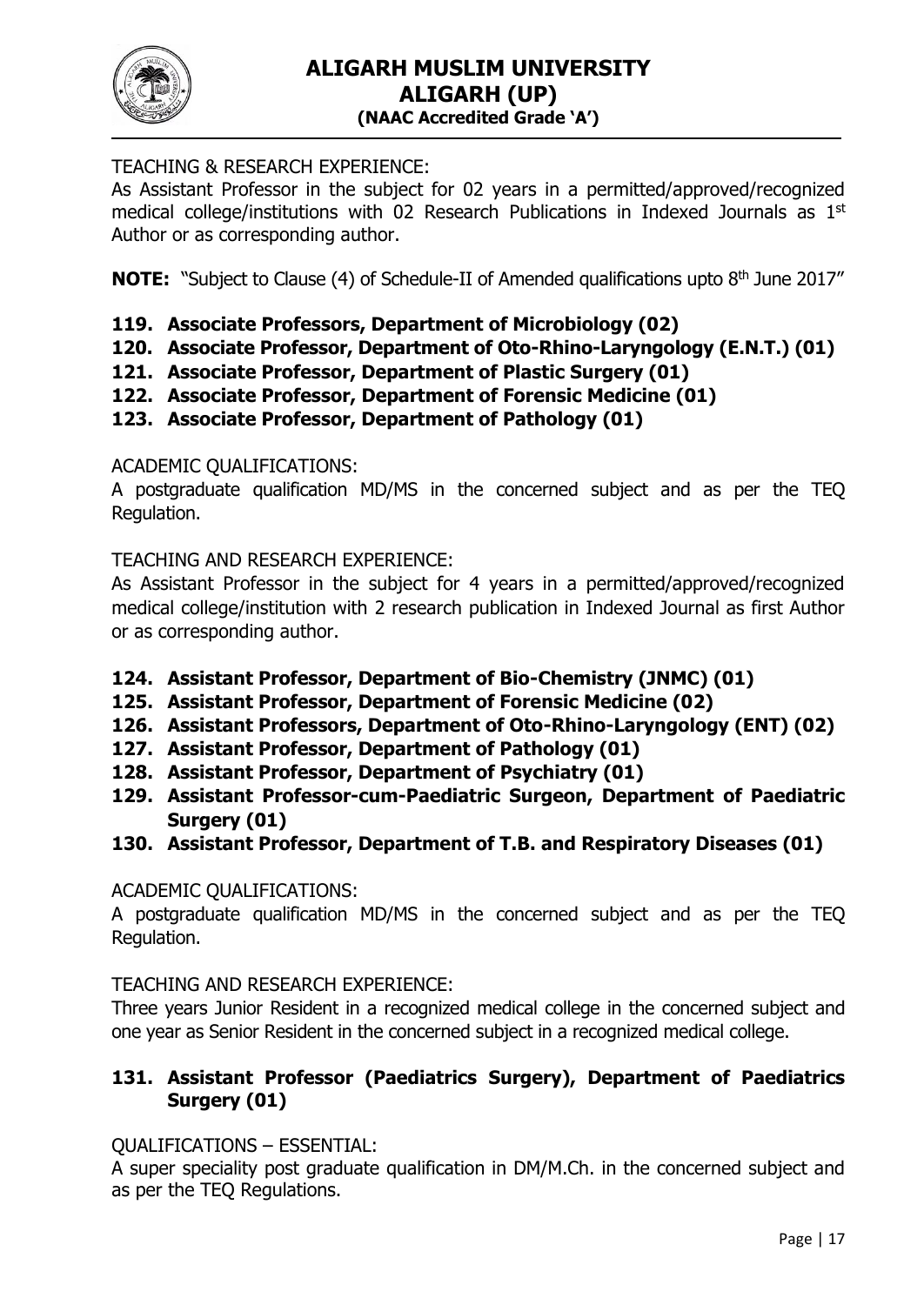TEACHING & RESEARCH EXPERIENCE:

As Assistant Professor in the subject for 02 years in a permitted/approved/recognized medical college/institutions with 02 Research Publications in Indexed Journals as 1st Author or as corresponding author.

**NOTE:** "Subject to Clause (4) of Schedule-II of Amended qualifications upto 8th June 2017"

**119. Associate Professors, Department of Microbiology (02)**
**120. Associate Professor, Department of Oto-Rhino-Laryngology (E.N.T.) (01)**
**121. Associate Professor, Department of Plastic Surgery (01)**
**122. Associate Professor, Department of Forensic Medicine (01)**
**123. Associate Professor, Department of Pathology (01)**

ACADEMIC QUALIFICATIONS:

A postgraduate qualification MD/MS in the concerned subject and as per the TEQ Regulation.

TEACHING AND RESEARCH EXPERIENCE:

As Assistant Professor in the subject for 4 years in a permitted/approved/recognized medical college/institution with 2 research publication in Indexed Journal as first Author or as corresponding author.

**124. Assistant Professor, Department of Bio-Chemistry (JNMC) (01)**
**125. Assistant Professor, Department of Forensic Medicine (02)**
**126. Assistant Professors, Department of Oto-Rhino-Laryngology (ENT) (02)**
**127. Assistant Professor, Department of Pathology (01)**
**128. Assistant Professor, Department of Psychiatry (01)**
**129. Assistant Professor-cum-Paediatric Surgeon, Department of Paediatric Surgery (01)**
**130. Assistant Professor, Department of T.B. and Respiratory Diseases (01)**

ACADEMIC QUALIFICATIONS:

A postgraduate qualification MD/MS in the concerned subject and as per the TEQ Regulation.

TEACHING AND RESEARCH EXPERIENCE:

Three years Junior Resident in a recognized medical college in the concerned subject and one year as Senior Resident in the concerned subject in a recognized medical college.

**131. Assistant Professor (Paediatrics Surgery), Department of Paediatrics Surgery (01)**

QUALIFICATIONS – ESSENTIAL:

A super speciality post graduate qualification in DM/M.Ch. in the concerned subject and as per the TEQ Regulations.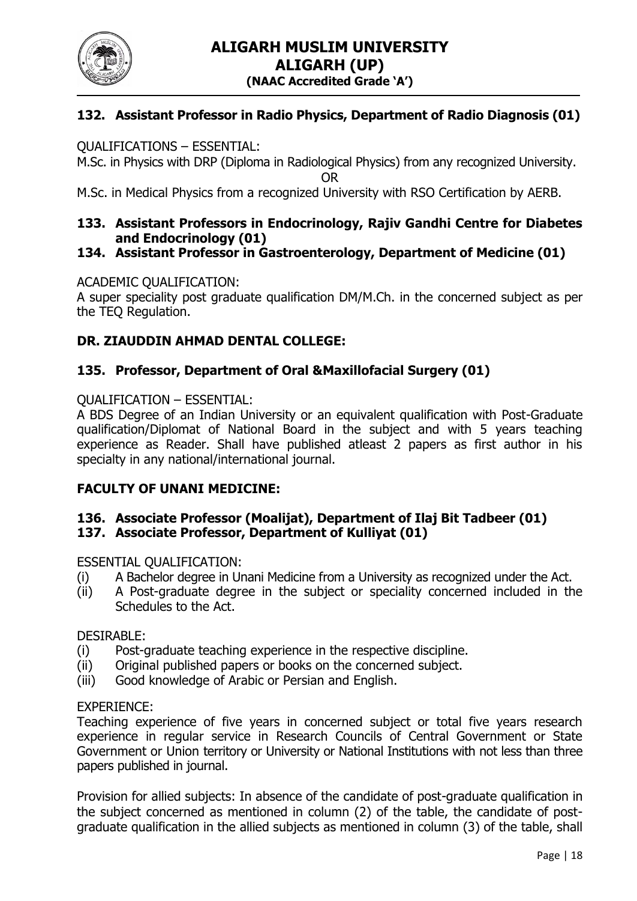### 132. Assistant Professor in Radio Physics, Department of Radio Diagnosis (01)

QUALIFICATIONS – ESSENTIAL:

M.Sc. in Physics with DRP (Diploma in Radiological Physics) from any recognized University.

OR

M.Sc. in Medical Physics from a recognized University with RSO Certification by AERB.

### 133. Assistant Professors in Endocrinology, Rajiv Gandhi Centre for Diabetes and Endocrinology (01)

### 134. Assistant Professor in Gastroenterology, Department of Medicine (01)

ACADEMIC QUALIFICATION:

A super speciality post graduate qualification DM/M.Ch. in the concerned subject as per the TEQ Regulation.

## DR. ZIAUDDIN AHMAD DENTAL COLLEGE:

### 135. Professor, Department of Oral &Maxillofacial Surgery (01)

QUALIFICATION – ESSENTIAL:

A BDS Degree of an Indian University or an equivalent qualification with Post-Graduate qualification/Diplomat of National Board in the subject and with 5 years teaching experience as Reader. Shall have published atleast 2 papers as first author in his specialty in any national/international journal.

## FACULTY OF UNANI MEDICINE:

### 136. Associate Professor (Moalijat), Department of Ilaj Bit Tadbeer (01)

### 137. Associate Professor, Department of Kulliyat (01)

ESSENTIAL QUALIFICATION:

(i) A Bachelor degree in Unani Medicine from a University as recognized under the Act.

(ii) A Post-graduate degree in the subject or speciality concerned included in the Schedules to the Act.

DESIRABLE:

(i) Post-graduate teaching experience in the respective discipline.

(ii) Original published papers or books on the concerned subject.

(iii) Good knowledge of Arabic or Persian and English.

EXPERIENCE:

Teaching experience of five years in concerned subject or total five years research experience in regular service in Research Councils of Central Government or State Government or Union territory or University or National Institutions with not less than three papers published in journal.

Provision for allied subjects: In absence of the candidate of post-graduate qualification in the subject concerned as mentioned in column (2) of the table, the candidate of post-graduate qualification in the allied subjects as mentioned in column (3) of the table, shall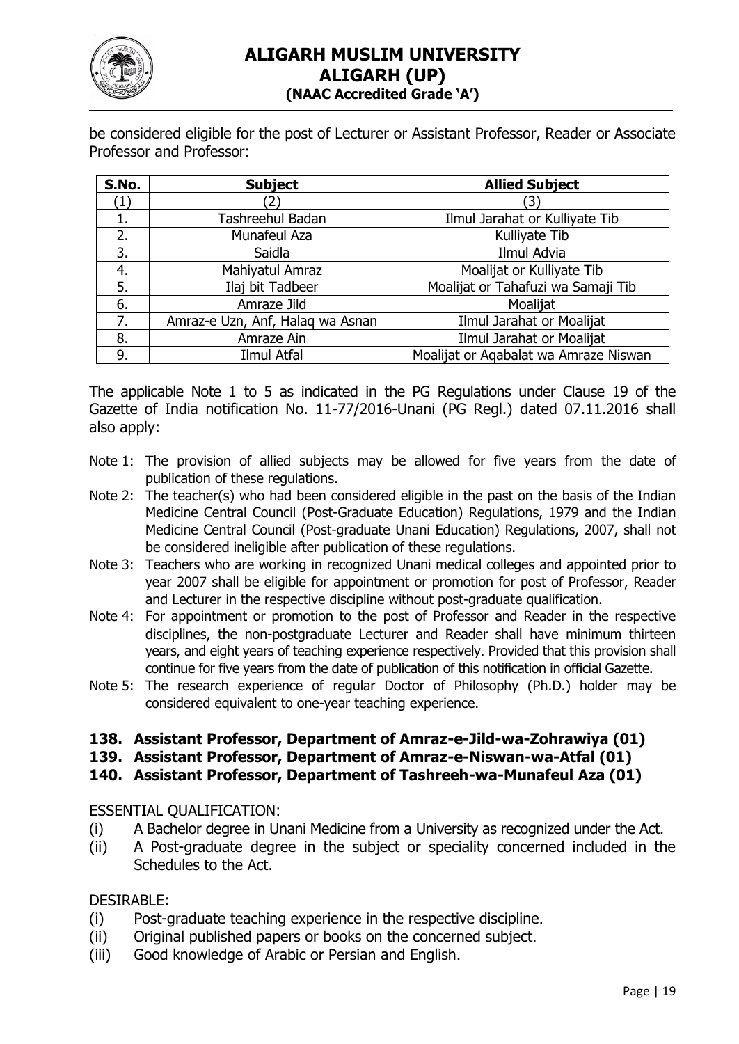be considered eligible for the post of Lecturer or Assistant Professor, Reader or Associate Professor and Professor:

| S.No. | Subject | Allied Subject |
|---|---|---|
| (1) | (2) | (3) |
| 1. | Tashreehul Badan | Ilmul Jarahat or Kulliyate Tib |
| 2. | Munafeul Aza | Kulliyate Tib |
| 3. | Saidla | Ilmul Advia |
| 4. | Mahiyatul Amraz | Moalijat or Kulliyate Tib |
| 5. | Ilaj bit Tadbeer | Moalijat or Tahafuzi wa Samaji Tib |
| 6. | Amraze Jild | Moalijat |
| 7. | Amraz-e Uzn, Anf, Halaq wa Asnan | Ilmul Jarahat or Moalijat |
| 8. | Amraze Ain | Ilmul Jarahat or Moalijat |
| 9. | Ilmul Atfal | Moalijat or Aqabalat wa Amraze Niswan |

The applicable Note 1 to 5 as indicated in the PG Regulations under Clause 19 of the Gazette of India notification No. 11-77/2016-Unani (PG Regl.) dated 07.11.2016 shall also apply:

- Note 1: The provision of allied subjects may be allowed for five years from the date of publication of these regulations.
- Note 2: The teacher(s) who had been considered eligible in the past on the basis of the Indian Medicine Central Council (Post-Graduate Education) Regulations, 1979 and the Indian Medicine Central Council (Post-graduate Unani Education) Regulations, 2007, shall not be considered ineligible after publication of these regulations.
- Note 3: Teachers who are working in recognized Unani medical colleges and appointed prior to year 2007 shall be eligible for appointment or promotion for post of Professor, Reader and Lecturer in the respective discipline without post-graduate qualification.
- Note 4: For appointment or promotion to the post of Professor and Reader in the respective disciplines, the non-postgraduate Lecturer and Reader shall have minimum thirteen years, and eight years of teaching experience respectively. Provided that this provision shall continue for five years from the date of publication of this notification in official Gazette.
- Note 5: The research experience of regular Doctor of Philosophy (Ph.D.) holder may be considered equivalent to one-year teaching experience.

**138. Assistant Professor, Department of Amraz-e-Jild-wa-Zohrawiya (01)**

**139. Assistant Professor, Department of Amraz-e-Niswan-wa-Atfal (01)**

**140. Assistant Professor, Department of Tashreeh-wa-Munafeul Aza (01)**

ESSENTIAL QUALIFICATION:

(i) A Bachelor degree in Unani Medicine from a University as recognized under the Act.

(ii) A Post-graduate degree in the subject or speciality concerned included in the Schedules to the Act.

DESIRABLE:

(i) Post-graduate teaching experience in the respective discipline.

(ii) Original published papers or books on the concerned subject.

(iii) Good knowledge of Arabic or Persian and English.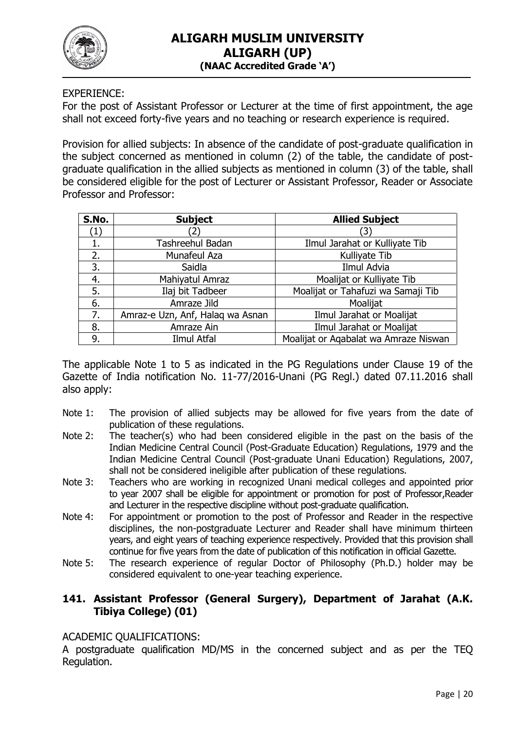EXPERIENCE:
For the post of Assistant Professor or Lecturer at the time of first appointment, the age shall not exceed forty-five years and no teaching or research experience is required.

Provision for allied subjects: In absence of the candidate of post-graduate qualification in the subject concerned as mentioned in column (2) of the table, the candidate of post-graduate qualification in the allied subjects as mentioned in column (3) of the table, shall be considered eligible for the post of Lecturer or Assistant Professor, Reader or Associate Professor and Professor:

| S.No. | Subject | Allied Subject |
|---|---|---|
| (1) | (2) | (3) |
| 1. | Tashreehul Badan | Ilmul Jarahat or Kulliyate Tib |
| 2. | Munafeul Aza | Kulliyate Tib |
| 3. | Saidla | Ilmul Advia |
| 4. | Mahiyatul Amraz | Moalijat or Kulliyate Tib |
| 5. | Ilaj bit Tadbeer | Moalijat or Tahafuzi wa Samaji Tib |
| 6. | Amraze Jild | Moalijat |
| 7. | Amraz-e Uzn, Anf, Halaq wa Asnan | Ilmul Jarahat or Moalijat |
| 8. | Amraze Ain | Ilmul Jarahat or Moalijat |
| 9. | Ilmul Atfal | Moalijat or Aqabalat wa Amraze Niswan |

The applicable Note 1 to 5 as indicated in the PG Regulations under Clause 19 of the Gazette of India notification No. 11-77/2016-Unani (PG Regl.) dated 07.11.2016 shall also apply:

Note 1: The provision of allied subjects may be allowed for five years from the date of publication of these regulations.

Note 2: The teacher(s) who had been considered eligible in the past on the basis of the Indian Medicine Central Council (Post-Graduate Education) Regulations, 1979 and the Indian Medicine Central Council (Post-graduate Unani Education) Regulations, 2007, shall not be considered ineligible after publication of these regulations.

Note 3: Teachers who are working in recognized Unani medical colleges and appointed prior to year 2007 shall be eligible for appointment or promotion for post of Professor,Reader and Lecturer in the respective discipline without post-graduate qualification.

Note 4: For appointment or promotion to the post of Professor and Reader in the respective disciplines, the non-postgraduate Lecturer and Reader shall have minimum thirteen years, and eight years of teaching experience respectively. Provided that this provision shall continue for five years from the date of publication of this notification in official Gazette.

Note 5: The research experience of regular Doctor of Philosophy (Ph.D.) holder may be considered equivalent to one-year teaching experience.

### 141. Assistant Professor (General Surgery), Department of Jarahat (A.K. Tibiya College) (01)

ACADEMIC QUALIFICATIONS:
A postgraduate qualification MD/MS in the concerned subject and as per the TEQ Regulation.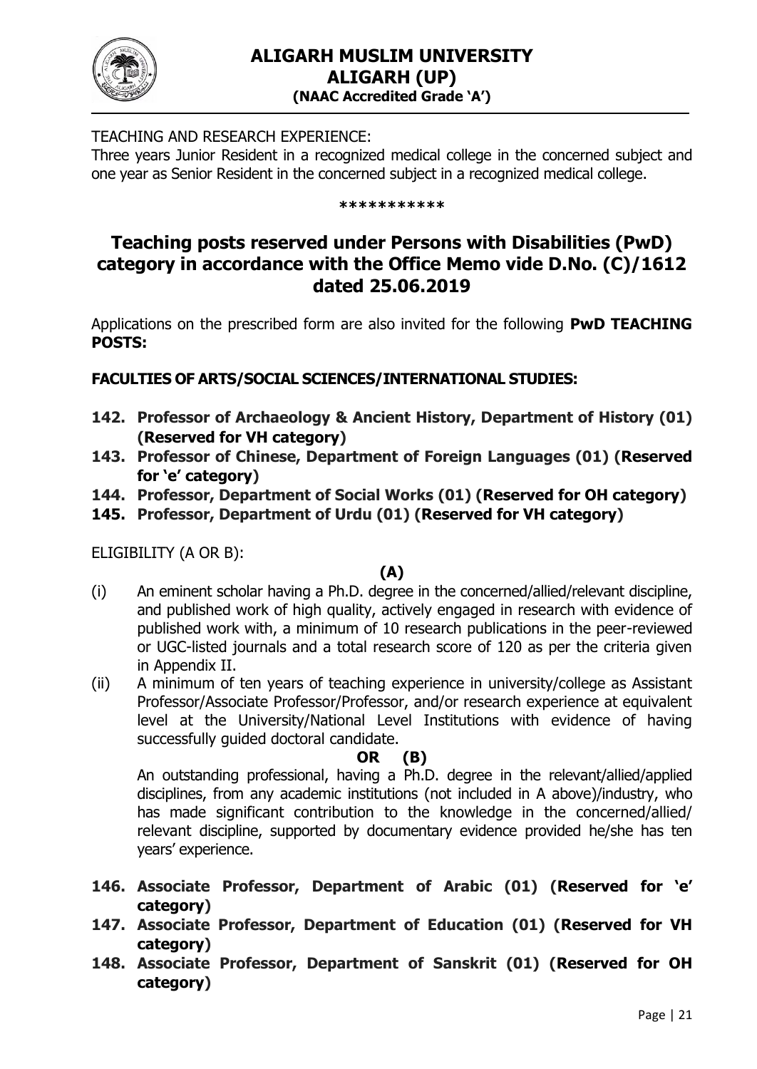TEACHING AND RESEARCH EXPERIENCE:

Three years Junior Resident in a recognized medical college in the concerned subject and one year as Senior Resident in the concerned subject in a recognized medical college.

***********

## Teaching posts reserved under Persons with Disabilities (PwD) category in accordance with the Office Memo vide D.No. (C)/1612 dated 25.06.2019

Applications on the prescribed form are also invited for the following **PwD TEACHING POSTS:**

**FACULTIES OF ARTS/SOCIAL SCIENCES/INTERNATIONAL STUDIES:**

**142. Professor of Archaeology & Ancient History, Department of History (01) (Reserved for VH category)**

**143. Professor of Chinese, Department of Foreign Languages (01) (Reserved for 'e' category)**

**144. Professor, Department of Social Works (01) (Reserved for OH category)**

**145. Professor, Department of Urdu (01) (Reserved for VH category)**

ELIGIBILITY (A OR B):

**(A)**

(i) An eminent scholar having a Ph.D. degree in the concerned/allied/relevant discipline, and published work of high quality, actively engaged in research with evidence of published work with, a minimum of 10 research publications in the peer-reviewed or UGC-listed journals and a total research score of 120 as per the criteria given in Appendix II.

(ii) A minimum of ten years of teaching experience in university/college as Assistant Professor/Associate Professor/Professor, and/or research experience at equivalent level at the University/National Level Institutions with evidence of having successfully guided doctoral candidate.

**OR (B)**

An outstanding professional, having a Ph.D. degree in the relevant/allied/applied disciplines, from any academic institutions (not included in A above)/industry, who has made significant contribution to the knowledge in the concerned/allied/ relevant discipline, supported by documentary evidence provided he/she has ten years' experience.

**146. Associate Professor, Department of Arabic (01) (Reserved for 'e' category)**

**147. Associate Professor, Department of Education (01) (Reserved for VH category)**

**148. Associate Professor, Department of Sanskrit (01) (Reserved for OH category)**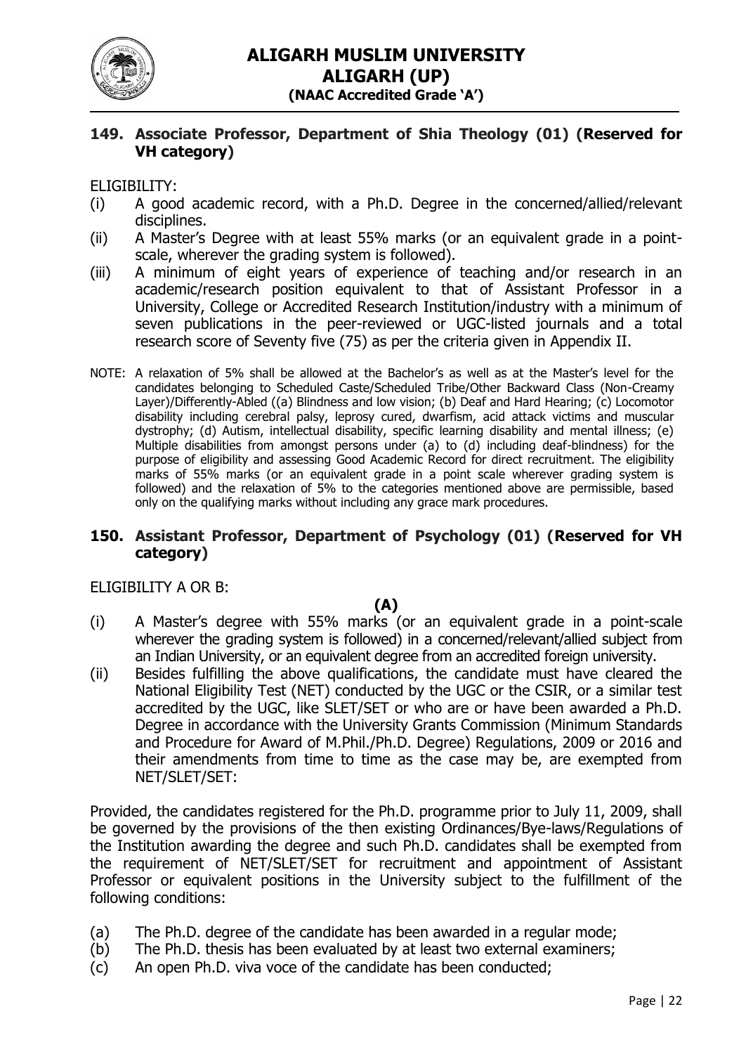## 149. Associate Professor, Department of Shia Theology (01) (Reserved for VH category)

ELIGIBILITY:

(i) A good academic record, with a Ph.D. Degree in the concerned/allied/relevant disciplines.

(ii) A Master's Degree with at least 55% marks (or an equivalent grade in a point-scale, wherever the grading system is followed).

(iii) A minimum of eight years of experience of teaching and/or research in an academic/research position equivalent to that of Assistant Professor in a University, College or Accredited Research Institution/industry with a minimum of seven publications in the peer-reviewed or UGC-listed journals and a total research score of Seventy five (75) as per the criteria given in Appendix II.

NOTE: A relaxation of 5% shall be allowed at the Bachelor's as well as at the Master's level for the candidates belonging to Scheduled Caste/Scheduled Tribe/Other Backward Class (Non-Creamy Layer)/Differently-Abled ((a) Blindness and low vision; (b) Deaf and Hard Hearing; (c) Locomotor disability including cerebral palsy, leprosy cured, dwarfism, acid attack victims and muscular dystrophy; (d) Autism, intellectual disability, specific learning disability and mental illness; (e) Multiple disabilities from amongst persons under (a) to (d) including deaf-blindness) for the purpose of eligibility and assessing Good Academic Record for direct recruitment. The eligibility marks of 55% marks (or an equivalent grade in a point scale wherever grading system is followed) and the relaxation of 5% to the categories mentioned above are permissible, based only on the qualifying marks without including any grace mark procedures.

## 150. Assistant Professor, Department of Psychology (01) (Reserved for VH category)

ELIGIBILITY A OR B:

**(A)**

(i) A Master's degree with 55% marks (or an equivalent grade in a point-scale wherever the grading system is followed) in a concerned/relevant/allied subject from an Indian University, or an equivalent degree from an accredited foreign university.

(ii) Besides fulfilling the above qualifications, the candidate must have cleared the National Eligibility Test (NET) conducted by the UGC or the CSIR, or a similar test accredited by the UGC, like SLET/SET or who are or have been awarded a Ph.D. Degree in accordance with the University Grants Commission (Minimum Standards and Procedure for Award of M.Phil./Ph.D. Degree) Regulations, 2009 or 2016 and their amendments from time to time as the case may be, are exempted from NET/SLET/SET:

Provided, the candidates registered for the Ph.D. programme prior to July 11, 2009, shall be governed by the provisions of the then existing Ordinances/Bye-laws/Regulations of the Institution awarding the degree and such Ph.D. candidates shall be exempted from the requirement of NET/SLET/SET for recruitment and appointment of Assistant Professor or equivalent positions in the University subject to the fulfillment of the following conditions:

(a) The Ph.D. degree of the candidate has been awarded in a regular mode;

(b) The Ph.D. thesis has been evaluated by at least two external examiners;

(c) An open Ph.D. viva voce of the candidate has been conducted;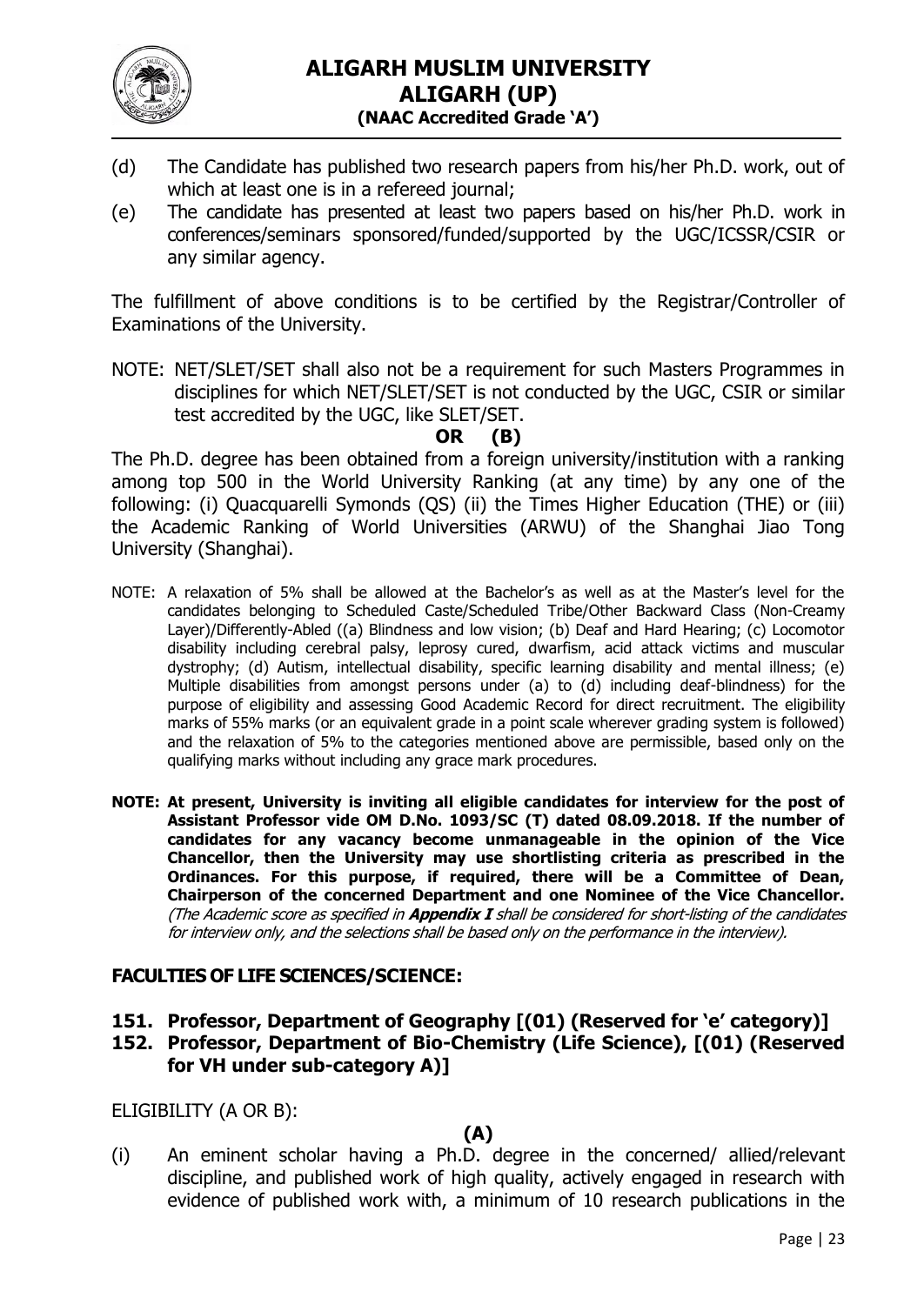(d) The Candidate has published two research papers from his/her Ph.D. work, out of which at least one is in a refereed journal;

(e) The candidate has presented at least two papers based on his/her Ph.D. work in conferences/seminars sponsored/funded/supported by the UGC/ICSSR/CSIR or any similar agency.

The fulfillment of above conditions is to be certified by the Registrar/Controller of Examinations of the University.

NOTE: NET/SLET/SET shall also not be a requirement for such Masters Programmes in disciplines for which NET/SLET/SET is not conducted by the UGC, CSIR or similar test accredited by the UGC, like SLET/SET.

**OR (B)**

The Ph.D. degree has been obtained from a foreign university/institution with a ranking among top 500 in the World University Ranking (at any time) by any one of the following: (i) Quacquarelli Symonds (QS) (ii) the Times Higher Education (THE) or (iii) the Academic Ranking of World Universities (ARWU) of the Shanghai Jiao Tong University (Shanghai).

NOTE: A relaxation of 5% shall be allowed at the Bachelor's as well as at the Master's level for the candidates belonging to Scheduled Caste/Scheduled Tribe/Other Backward Class (Non-Creamy Layer)/Differently-Abled ((a) Blindness and low vision; (b) Deaf and Hard Hearing; (c) Locomotor disability including cerebral palsy, leprosy cured, dwarfism, acid attack victims and muscular dystrophy; (d) Autism, intellectual disability, specific learning disability and mental illness; (e) Multiple disabilities from amongst persons under (a) to (d) including deaf-blindness) for the purpose of eligibility and assessing Good Academic Record for direct recruitment. The eligibility marks of 55% marks (or an equivalent grade in a point scale wherever grading system is followed) and the relaxation of 5% to the categories mentioned above are permissible, based only on the qualifying marks without including any grace mark procedures.

**NOTE: At present, University is inviting all eligible candidates for interview for the post of Assistant Professor vide OM D.No. 1093/SC (T) dated 08.09.2018. If the number of candidates for any vacancy become unmanageable in the opinion of the Vice Chancellor, then the University may use shortlisting criteria as prescribed in the Ordinances. For this purpose, if required, there will be a Committee of Dean, Chairperson of the concerned Department and one Nominee of the Vice Chancellor.** *(The Academic score as specified in **Appendix I** shall be considered for short-listing of the candidates for interview only, and the selections shall be based only on the performance in the interview).*

## FACULTIES OF LIFE SCIENCES/SCIENCE:

### 151. Professor, Department of Geography [(01) (Reserved for 'e' category)]
### 152. Professor, Department of Bio-Chemistry (Life Science), [(01) (Reserved for VH under sub-category A)]

ELIGIBILITY (A OR B):

**(A)**

(i) An eminent scholar having a Ph.D. degree in the concerned/ allied/relevant discipline, and published work of high quality, actively engaged in research with evidence of published work with, a minimum of 10 research publications in the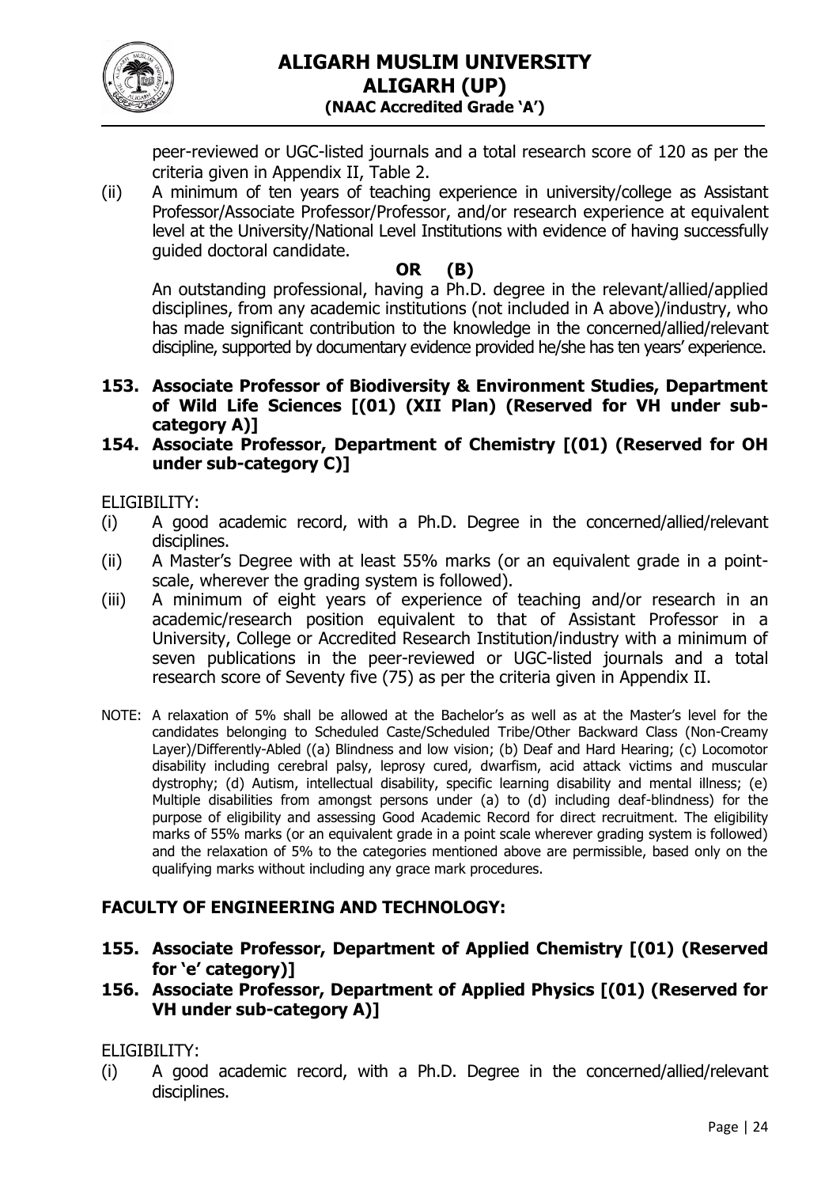peer-reviewed or UGC-listed journals and a total research score of 120 as per the criteria given in Appendix II, Table 2.

(ii) A minimum of ten years of teaching experience in university/college as Assistant Professor/Associate Professor/Professor, and/or research experience at equivalent level at the University/National Level Institutions with evidence of having successfully guided doctoral candidate.

**OR (B)**

An outstanding professional, having a Ph.D. degree in the relevant/allied/applied disciplines, from any academic institutions (not included in A above)/industry, who has made significant contribution to the knowledge in the concerned/allied/relevant discipline, supported by documentary evidence provided he/she has ten years' experience.

**153. Associate Professor of Biodiversity & Environment Studies, Department of Wild Life Sciences [(01) (XII Plan) (Reserved for VH under sub-category A)]**

**154. Associate Professor, Department of Chemistry [(01) (Reserved for OH under sub-category C)]**

ELIGIBILITY:

(i) A good academic record, with a Ph.D. Degree in the concerned/allied/relevant disciplines.

(ii) A Master's Degree with at least 55% marks (or an equivalent grade in a point-scale, wherever the grading system is followed).

(iii) A minimum of eight years of experience of teaching and/or research in an academic/research position equivalent to that of Assistant Professor in a University, College or Accredited Research Institution/industry with a minimum of seven publications in the peer-reviewed or UGC-listed journals and a total research score of Seventy five (75) as per the criteria given in Appendix II.

NOTE: A relaxation of 5% shall be allowed at the Bachelor's as well as at the Master's level for the candidates belonging to Scheduled Caste/Scheduled Tribe/Other Backward Class (Non-Creamy Layer)/Differently-Abled ((a) Blindness and low vision; (b) Deaf and Hard Hearing; (c) Locomotor disability including cerebral palsy, leprosy cured, dwarfism, acid attack victims and muscular dystrophy; (d) Autism, intellectual disability, specific learning disability and mental illness; (e) Multiple disabilities from amongst persons under (a) to (d) including deaf-blindness) for the purpose of eligibility and assessing Good Academic Record for direct recruitment. The eligibility marks of 55% marks (or an equivalent grade in a point scale wherever grading system is followed) and the relaxation of 5% to the categories mentioned above are permissible, based only on the qualifying marks without including any grace mark procedures.

## FACULTY OF ENGINEERING AND TECHNOLOGY:

**155. Associate Professor, Department of Applied Chemistry [(01) (Reserved for 'e' category)]**

**156. Associate Professor, Department of Applied Physics [(01) (Reserved for VH under sub-category A)]**

ELIGIBILITY:

(i) A good academic record, with a Ph.D. Degree in the concerned/allied/relevant disciplines.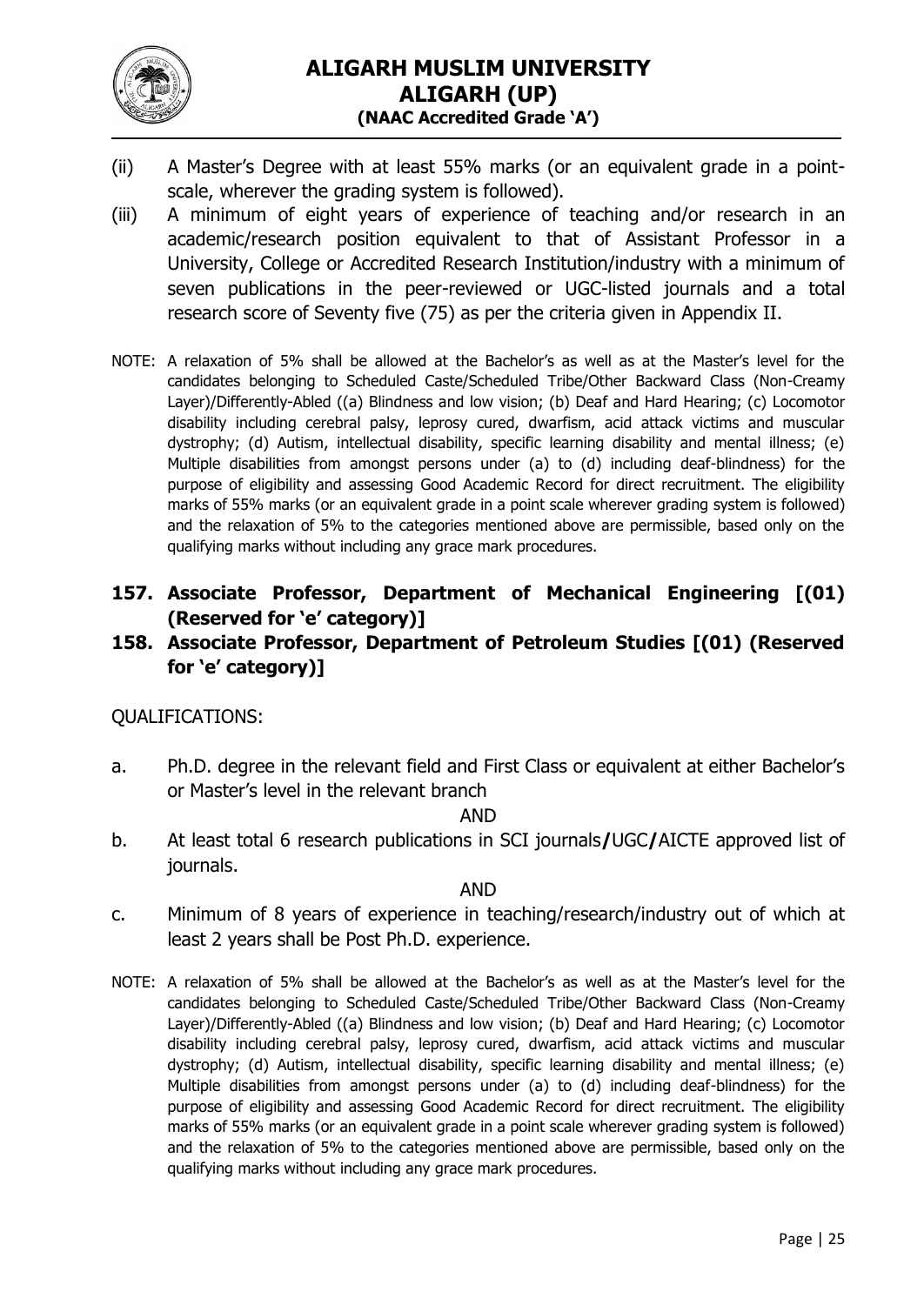(ii) A Master's Degree with at least 55% marks (or an equivalent grade in a point-scale, wherever the grading system is followed).

(iii) A minimum of eight years of experience of teaching and/or research in an academic/research position equivalent to that of Assistant Professor in a University, College or Accredited Research Institution/industry with a minimum of seven publications in the peer-reviewed or UGC-listed journals and a total research score of Seventy five (75) as per the criteria given in Appendix II.

NOTE: A relaxation of 5% shall be allowed at the Bachelor's as well as at the Master's level for the candidates belonging to Scheduled Caste/Scheduled Tribe/Other Backward Class (Non-Creamy Layer)/Differently-Abled ((a) Blindness and low vision; (b) Deaf and Hard Hearing; (c) Locomotor disability including cerebral palsy, leprosy cured, dwarfism, acid attack victims and muscular dystrophy; (d) Autism, intellectual disability, specific learning disability and mental illness; (e) Multiple disabilities from amongst persons under (a) to (d) including deaf-blindness) for the purpose of eligibility and assessing Good Academic Record for direct recruitment. The eligibility marks of 55% marks (or an equivalent grade in a point scale wherever grading system is followed) and the relaxation of 5% to the categories mentioned above are permissible, based only on the qualifying marks without including any grace mark procedures.

## 157. Associate Professor, Department of Mechanical Engineering [(01) (Reserved for 'e' category)]

## 158. Associate Professor, Department of Petroleum Studies [(01) (Reserved for 'e' category)]

QUALIFICATIONS:

a. Ph.D. degree in the relevant field and First Class or equivalent at either Bachelor's or Master's level in the relevant branch

AND

b. At least total 6 research publications in SCI journals/UGC/AICTE approved list of journals.

AND

c. Minimum of 8 years of experience in teaching/research/industry out of which at least 2 years shall be Post Ph.D. experience.

NOTE: A relaxation of 5% shall be allowed at the Bachelor's as well as at the Master's level for the candidates belonging to Scheduled Caste/Scheduled Tribe/Other Backward Class (Non-Creamy Layer)/Differently-Abled ((a) Blindness and low vision; (b) Deaf and Hard Hearing; (c) Locomotor disability including cerebral palsy, leprosy cured, dwarfism, acid attack victims and muscular dystrophy; (d) Autism, intellectual disability, specific learning disability and mental illness; (e) Multiple disabilities from amongst persons under (a) to (d) including deaf-blindness) for the purpose of eligibility and assessing Good Academic Record for direct recruitment. The eligibility marks of 55% marks (or an equivalent grade in a point scale wherever grading system is followed) and the relaxation of 5% to the categories mentioned above are permissible, based only on the qualifying marks without including any grace mark procedures.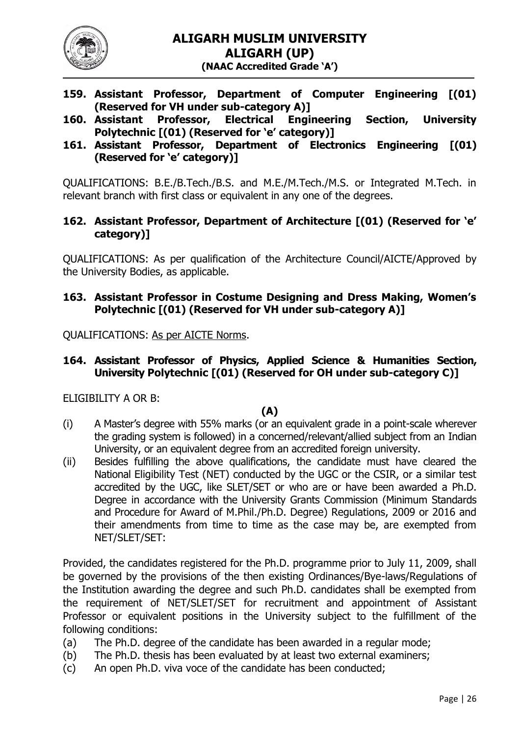**159. Assistant Professor, Department of Computer Engineering [(01) (Reserved for VH under sub-category A)]**

**160. Assistant Professor, Electrical Engineering Section, University Polytechnic [(01) (Reserved for 'e' category)]**

**161. Assistant Professor, Department of Electronics Engineering [(01) (Reserved for 'e' category)]**

QUALIFICATIONS: B.E./B.Tech./B.S. and M.E./M.Tech./M.S. or Integrated M.Tech. in relevant branch with first class or equivalent in any one of the degrees.

**162. Assistant Professor, Department of Architecture [(01) (Reserved for 'e' category)]**

QUALIFICATIONS: As per qualification of the Architecture Council/AICTE/Approved by the University Bodies, as applicable.

**163. Assistant Professor in Costume Designing and Dress Making, Women's Polytechnic [(01) (Reserved for VH under sub-category A)]**

QUALIFICATIONS: As per AICTE Norms.

**164. Assistant Professor of Physics, Applied Science & Humanities Section, University Polytechnic [(01) (Reserved for OH under sub-category C)]**

ELIGIBILITY A OR B:

**(A)**

(i) A Master's degree with 55% marks (or an equivalent grade in a point-scale wherever the grading system is followed) in a concerned/relevant/allied subject from an Indian University, or an equivalent degree from an accredited foreign university.

(ii) Besides fulfilling the above qualifications, the candidate must have cleared the National Eligibility Test (NET) conducted by the UGC or the CSIR, or a similar test accredited by the UGC, like SLET/SET or who are or have been awarded a Ph.D. Degree in accordance with the University Grants Commission (Minimum Standards and Procedure for Award of M.Phil./Ph.D. Degree) Regulations, 2009 or 2016 and their amendments from time to time as the case may be, are exempted from NET/SLET/SET:

Provided, the candidates registered for the Ph.D. programme prior to July 11, 2009, shall be governed by the provisions of the then existing Ordinances/Bye-laws/Regulations of the Institution awarding the degree and such Ph.D. candidates shall be exempted from the requirement of NET/SLET/SET for recruitment and appointment of Assistant Professor or equivalent positions in the University subject to the fulfillment of the following conditions:

(a) The Ph.D. degree of the candidate has been awarded in a regular mode;

(b) The Ph.D. thesis has been evaluated by at least two external examiners;

(c) An open Ph.D. viva voce of the candidate has been conducted;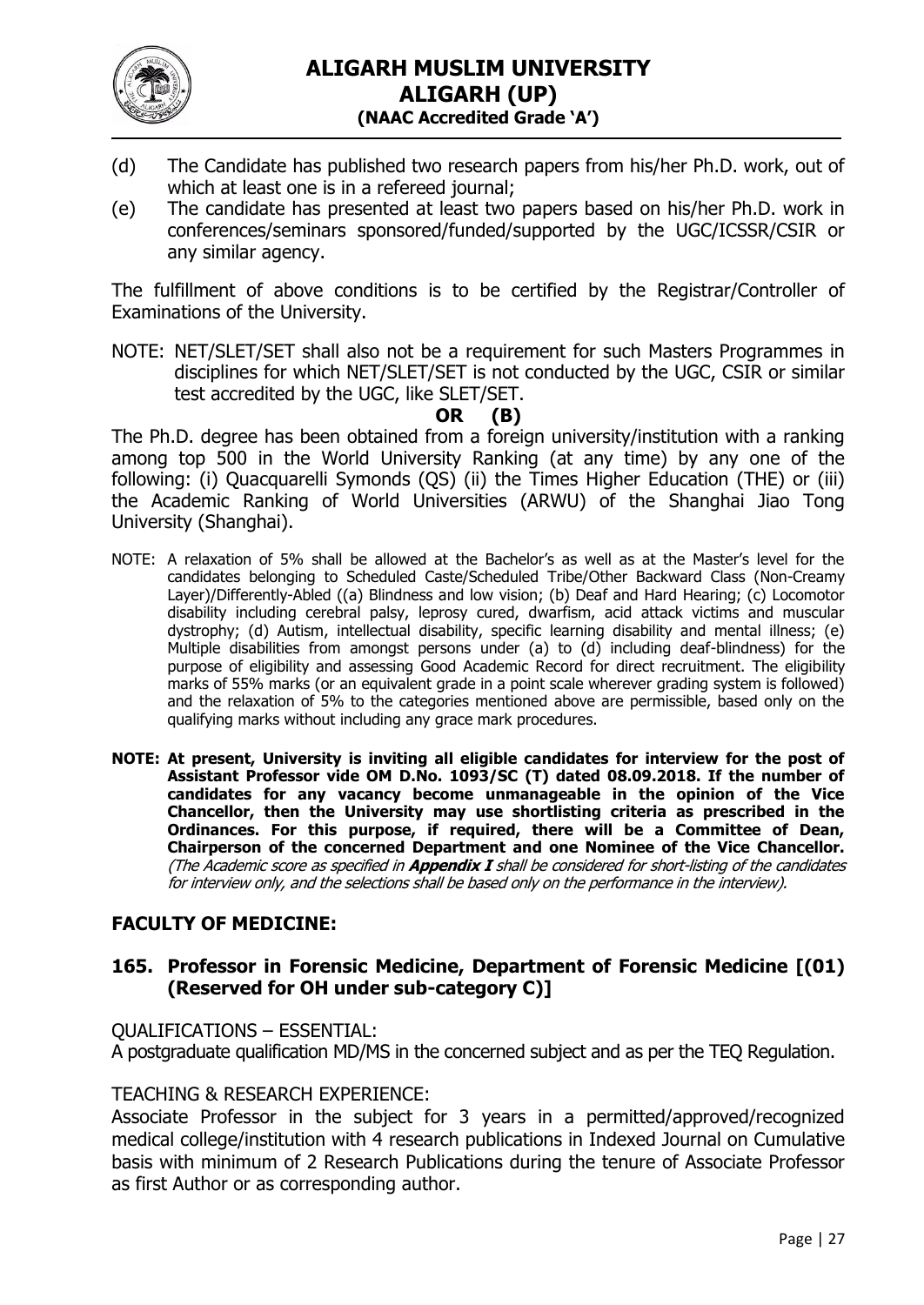(d) The Candidate has published two research papers from his/her Ph.D. work, out of which at least one is in a refereed journal;

(e) The candidate has presented at least two papers based on his/her Ph.D. work in conferences/seminars sponsored/funded/supported by the UGC/ICSSR/CSIR or any similar agency.

The fulfillment of above conditions is to be certified by the Registrar/Controller of Examinations of the University.

NOTE: NET/SLET/SET shall also not be a requirement for such Masters Programmes in disciplines for which NET/SLET/SET is not conducted by the UGC, CSIR or similar test accredited by the UGC, like SLET/SET.

**OR (B)**

The Ph.D. degree has been obtained from a foreign university/institution with a ranking among top 500 in the World University Ranking (at any time) by any one of the following: (i) Quacquarelli Symonds (QS) (ii) the Times Higher Education (THE) or (iii) the Academic Ranking of World Universities (ARWU) of the Shanghai Jiao Tong University (Shanghai).

NOTE: A relaxation of 5% shall be allowed at the Bachelor's as well as at the Master's level for the candidates belonging to Scheduled Caste/Scheduled Tribe/Other Backward Class (Non-Creamy Layer)/Differently-Abled ((a) Blindness and low vision; (b) Deaf and Hard Hearing; (c) Locomotor disability including cerebral palsy, leprosy cured, dwarfism, acid attack victims and muscular dystrophy; (d) Autism, intellectual disability, specific learning disability and mental illness; (e) Multiple disabilities from amongst persons under (a) to (d) including deaf-blindness) for the purpose of eligibility and assessing Good Academic Record for direct recruitment. The eligibility marks of 55% marks (or an equivalent grade in a point scale wherever grading system is followed) and the relaxation of 5% to the categories mentioned above are permissible, based only on the qualifying marks without including any grace mark procedures.

**NOTE: At present, University is inviting all eligible candidates for interview for the post of Assistant Professor vide OM D.No. 1093/SC (T) dated 08.09.2018. If the number of candidates for any vacancy become unmanageable in the opinion of the Vice Chancellor, then the University may use shortlisting criteria as prescribed in the Ordinances. For this purpose, if required, there will be a Committee of Dean, Chairperson of the concerned Department and one Nominee of the Vice Chancellor.** *(The Academic score as specified in **Appendix I** shall be considered for short-listing of the candidates for interview only, and the selections shall be based only on the performance in the interview).*

## FACULTY OF MEDICINE:

### 165. Professor in Forensic Medicine, Department of Forensic Medicine [(01) (Reserved for OH under sub-category C)]

QUALIFICATIONS – ESSENTIAL:

A postgraduate qualification MD/MS in the concerned subject and as per the TEQ Regulation.

TEACHING & RESEARCH EXPERIENCE:

Associate Professor in the subject for 3 years in a permitted/approved/recognized medical college/institution with 4 research publications in Indexed Journal on Cumulative basis with minimum of 2 Research Publications during the tenure of Associate Professor as first Author or as corresponding author.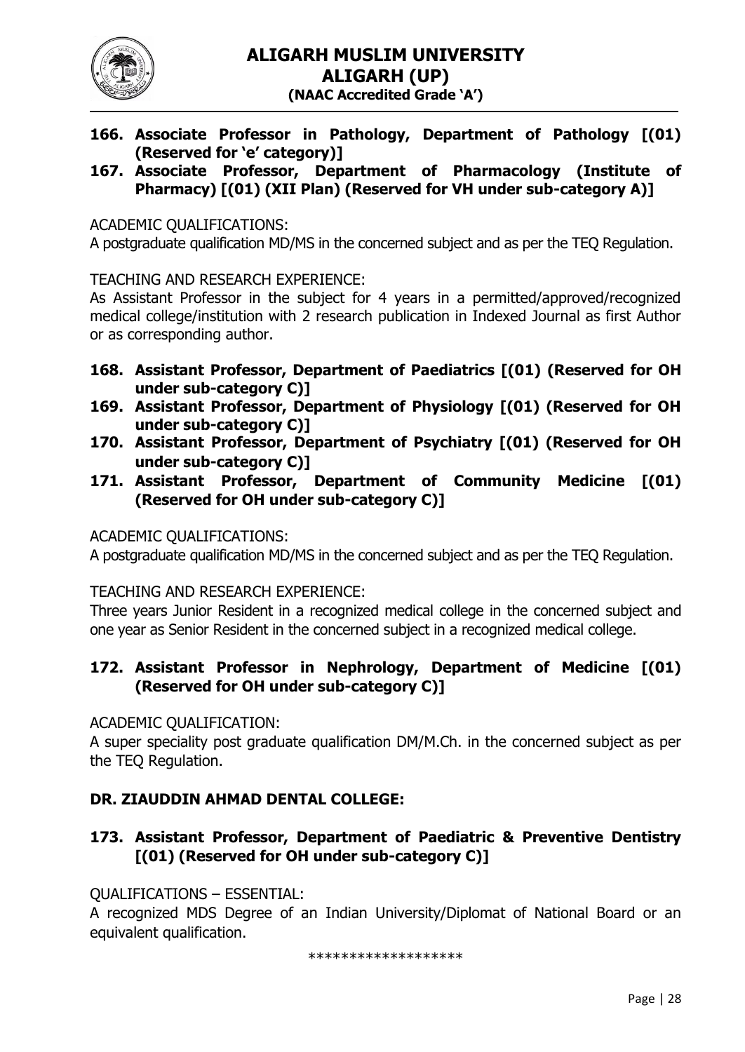**166. Associate Professor in Pathology, Department of Pathology [(01) (Reserved for 'e' category)]**

**167. Associate Professor, Department of Pharmacology (Institute of Pharmacy) [(01) (XII Plan) (Reserved for VH under sub-category A)]**

ACADEMIC QUALIFICATIONS:
A postgraduate qualification MD/MS in the concerned subject and as per the TEQ Regulation.

TEACHING AND RESEARCH EXPERIENCE:
As Assistant Professor in the subject for 4 years in a permitted/approved/recognized medical college/institution with 2 research publication in Indexed Journal as first Author or as corresponding author.

**168. Assistant Professor, Department of Paediatrics [(01) (Reserved for OH under sub-category C)]**

**169. Assistant Professor, Department of Physiology [(01) (Reserved for OH under sub-category C)]**

**170. Assistant Professor, Department of Psychiatry [(01) (Reserved for OH under sub-category C)]**

**171. Assistant Professor, Department of Community Medicine [(01) (Reserved for OH under sub-category C)]**

ACADEMIC QUALIFICATIONS:
A postgraduate qualification MD/MS in the concerned subject and as per the TEQ Regulation.

TEACHING AND RESEARCH EXPERIENCE:
Three years Junior Resident in a recognized medical college in the concerned subject and one year as Senior Resident in the concerned subject in a recognized medical college.

**172. Assistant Professor in Nephrology, Department of Medicine [(01) (Reserved for OH under sub-category C)]**

ACADEMIC QUALIFICATION:
A super speciality post graduate qualification DM/M.Ch. in the concerned subject as per the TEQ Regulation.

**DR. ZIAUDDIN AHMAD DENTAL COLLEGE:**

**173. Assistant Professor, Department of Paediatric & Preventive Dentistry [(01) (Reserved for OH under sub-category C)]**

QUALIFICATIONS – ESSENTIAL:
A recognized MDS Degree of an Indian University/Diplomat of National Board or an equivalent qualification.

*******************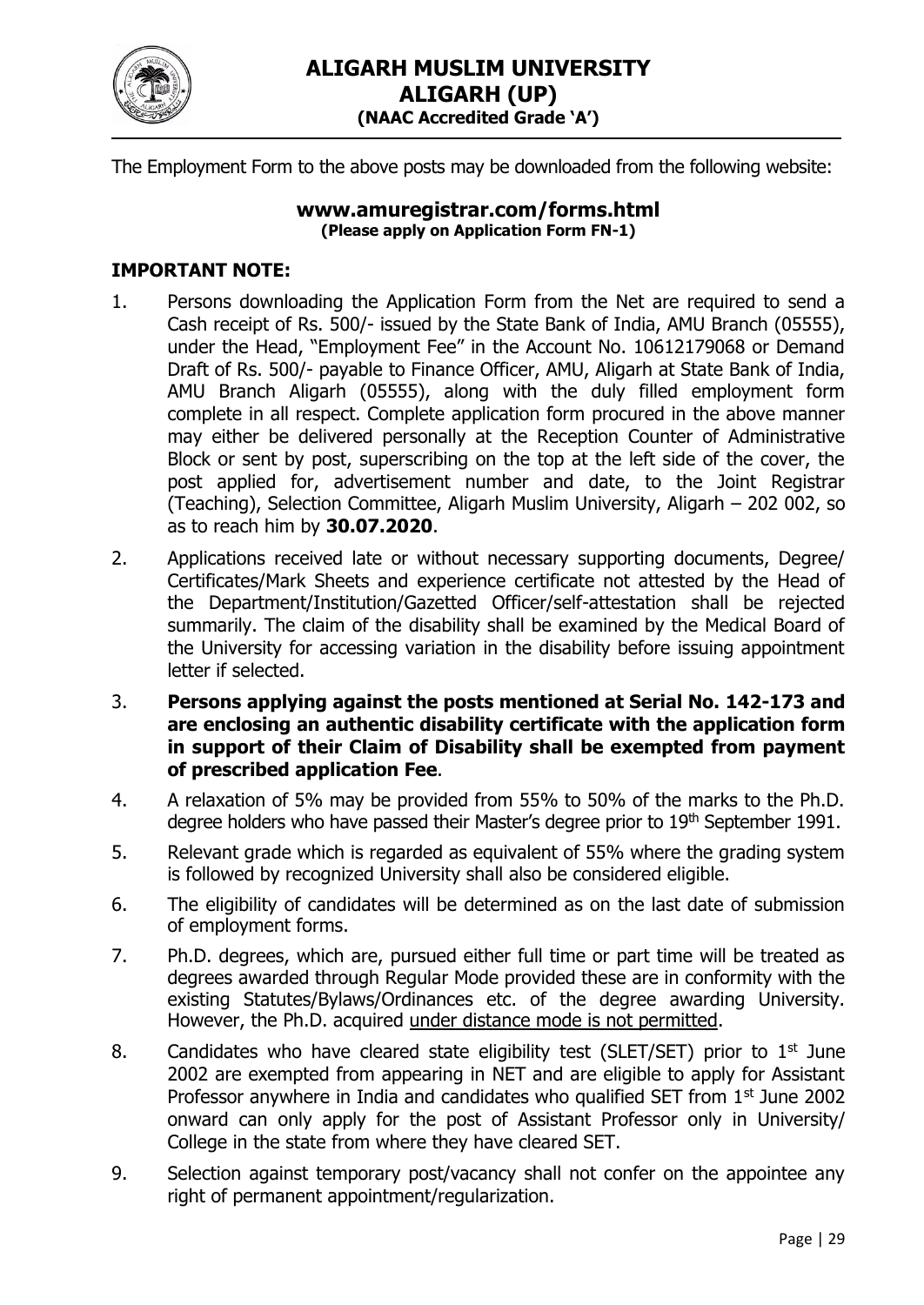# ALIGARH MUSLIM UNIVERSITY
## ALIGARH (UP)
### (NAAC Accredited Grade 'A')

The Employment Form to the above posts may be downloaded from the following website:

**www.amuregistrar.com/forms.html**
**(Please apply on Application Form FN-1)**

**IMPORTANT NOTE:**

1. Persons downloading the Application Form from the Net are required to send a Cash receipt of Rs. 500/- issued by the State Bank of India, AMU Branch (05555), under the Head, "Employment Fee" in the Account No. 10612179068 or Demand Draft of Rs. 500/- payable to Finance Officer, AMU, Aligarh at State Bank of India, AMU Branch Aligarh (05555), along with the duly filled employment form complete in all respect. Complete application form procured in the above manner may either be delivered personally at the Reception Counter of Administrative Block or sent by post, superscribing on the top at the left side of the cover, the post applied for, advertisement number and date, to the Joint Registrar (Teaching), Selection Committee, Aligarh Muslim University, Aligarh – 202 002, so as to reach him by **30.07.2020**.
2. Applications received late or without necessary supporting documents, Degree/ Certificates/Mark Sheets and experience certificate not attested by the Head of the Department/Institution/Gazetted Officer/self-attestation shall be rejected summarily. The claim of the disability shall be examined by the Medical Board of the University for accessing variation in the disability before issuing appointment letter if selected.
3. **Persons applying against the posts mentioned at Serial No. 142-173 and are enclosing an authentic disability certificate with the application form in support of their Claim of Disability shall be exempted from payment of prescribed application Fee**.
4. A relaxation of 5% may be provided from 55% to 50% of the marks to the Ph.D. degree holders who have passed their Master's degree prior to 19th September 1991.
5. Relevant grade which is regarded as equivalent of 55% where the grading system is followed by recognized University shall also be considered eligible.
6. The eligibility of candidates will be determined as on the last date of submission of employment forms.
7. Ph.D. degrees, which are, pursued either full time or part time will be treated as degrees awarded through Regular Mode provided these are in conformity with the existing Statutes/Bylaws/Ordinances etc. of the degree awarding University. However, the Ph.D. acquired under distance mode is not permitted.
8. Candidates who have cleared state eligibility test (SLET/SET) prior to 1st June 2002 are exempted from appearing in NET and are eligible to apply for Assistant Professor anywhere in India and candidates who qualified SET from 1st June 2002 onward can only apply for the post of Assistant Professor only in University/ College in the state from where they have cleared SET.
9. Selection against temporary post/vacancy shall not confer on the appointee any right of permanent appointment/regularization.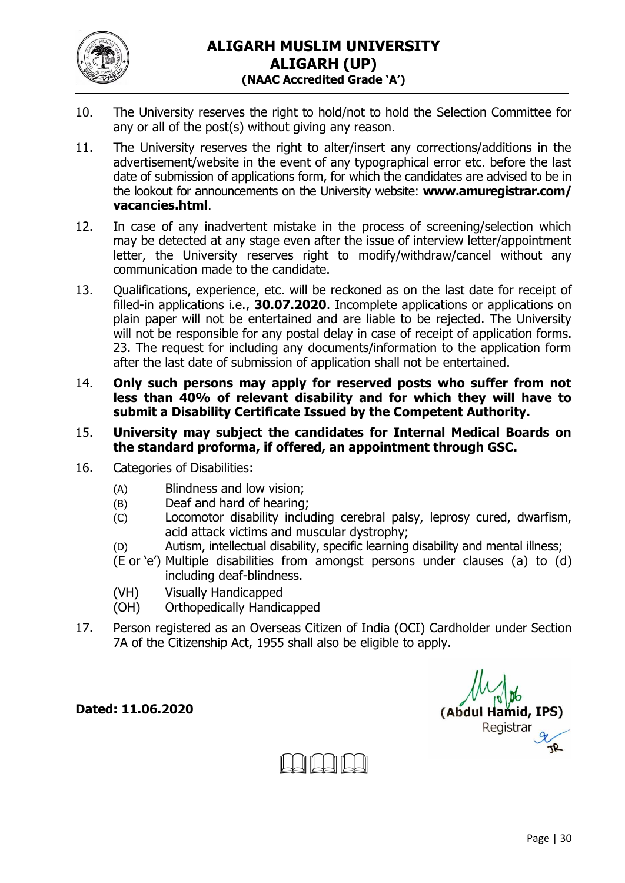10. The University reserves the right to hold/not to hold the Selection Committee for any or all of the post(s) without giving any reason.

11. The University reserves the right to alter/insert any corrections/additions in the advertisement/website in the event of any typographical error etc. before the last date of submission of applications form, for which the candidates are advised to be in the lookout for announcements on the University website: **www.amuregistrar.com/vacancies.html**.

12. In case of any inadvertent mistake in the process of screening/selection which may be detected at any stage even after the issue of interview letter/appointment letter, the University reserves right to modify/withdraw/cancel without any communication made to the candidate.

13. Qualifications, experience, etc. will be reckoned as on the last date for receipt of filled-in applications i.e., **30.07.2020**. Incomplete applications or applications on plain paper will not be entertained and are liable to be rejected. The University will not be responsible for any postal delay in case of receipt of application forms. 23. The request for including any documents/information to the application form after the last date of submission of application shall not be entertained.

14. **Only such persons may apply for reserved posts who suffer from not less than 40% of relevant disability and for which they will have to submit a Disability Certificate Issued by the Competent Authority.**

15. **University may subject the candidates for Internal Medical Boards on the standard proforma, if offered, an appointment through GSC.**

16. Categories of Disabilities:
    - (A) Blindness and low vision;
    - (B) Deaf and hard of hearing;
    - (C) Locomotor disability including cerebral palsy, leprosy cured, dwarfism, acid attack victims and muscular dystrophy;
    - (D) Autism, intellectual disability, specific learning disability and mental illness;
    - (E or 'e') Multiple disabilities from amongst persons under clauses (a) to (d) including deaf-blindness.
    - (VH) Visually Handicapped
    - (OH) Orthopedically Handicapped

17. Person registered as an Overseas Citizen of India (OCI) Cardholder under Section 7A of the Citizenship Act, 1955 shall also be eligible to apply.

**Dated: 11.06.2020**

**(Abdul Hamid, IPS)**
Registrar